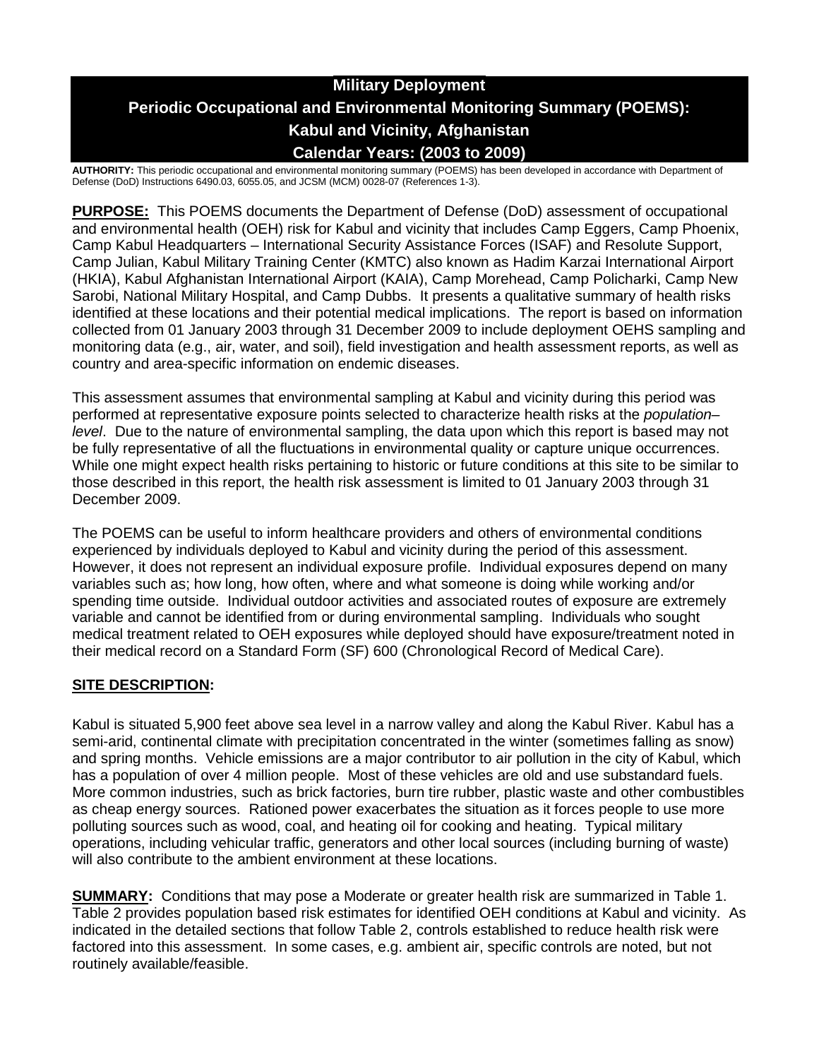# Military Deployment
# Periodic Occupational and Environmental Monitoring Summary (POEMS): Kabul and Vicinity, Afghanistan
# Calendar Years: (2003 to 2009)

**AUTHORITY:** This periodic occupational and environmental monitoring summary (POEMS) has been developed in accordance with Department of Defense (DoD) Instructions 6490.03, 6055.05, and JCSM (MCM) 0028-07 (References 1-3).

**PURPOSE:** This POEMS documents the Department of Defense (DoD) assessment of occupational and environmental health (OEH) risk for Kabul and vicinity that includes Camp Eggers, Camp Phoenix, Camp Kabul Headquarters – International Security Assistance Forces (ISAF) and Resolute Support, Camp Julian, Kabul Military Training Center (KMTC) also known as Hadim Karzai International Airport (HKIA), Kabul Afghanistan International Airport (KAIA), Camp Morehead, Camp Policharki, Camp New Sarobi, National Military Hospital, and Camp Dubbs. It presents a qualitative summary of health risks identified at these locations and their potential medical implications. The report is based on information collected from 01 January 2003 through 31 December 2009 to include deployment OEHS sampling and monitoring data (e.g., air, water, and soil), field investigation and health assessment reports, as well as country and area-specific information on endemic diseases.

This assessment assumes that environmental sampling at Kabul and vicinity during this period was performed at representative exposure points selected to characterize health risks at the *population–level*. Due to the nature of environmental sampling, the data upon which this report is based may not be fully representative of all the fluctuations in environmental quality or capture unique occurrences. While one might expect health risks pertaining to historic or future conditions at this site to be similar to those described in this report, the health risk assessment is limited to 01 January 2003 through 31 December 2009.

The POEMS can be useful to inform healthcare providers and others of environmental conditions experienced by individuals deployed to Kabul and vicinity during the period of this assessment. However, it does not represent an individual exposure profile. Individual exposures depend on many variables such as; how long, how often, where and what someone is doing while working and/or spending time outside. Individual outdoor activities and associated routes of exposure are extremely variable and cannot be identified from or during environmental sampling. Individuals who sought medical treatment related to OEH exposures while deployed should have exposure/treatment noted in their medical record on a Standard Form (SF) 600 (Chronological Record of Medical Care).

## SITE DESCRIPTION:

Kabul is situated 5,900 feet above sea level in a narrow valley and along the Kabul River. Kabul has a semi-arid, continental climate with precipitation concentrated in the winter (sometimes falling as snow) and spring months. Vehicle emissions are a major contributor to air pollution in the city of Kabul, which has a population of over 4 million people. Most of these vehicles are old and use substandard fuels. More common industries, such as brick factories, burn tire rubber, plastic waste and other combustibles as cheap energy sources. Rationed power exacerbates the situation as it forces people to use more polluting sources such as wood, coal, and heating oil for cooking and heating. Typical military operations, including vehicular traffic, generators and other local sources (including burning of waste) will also contribute to the ambient environment at these locations.

**SUMMARY:** Conditions that may pose a Moderate or greater health risk are summarized in Table 1. Table 2 provides population based risk estimates for identified OEH conditions at Kabul and vicinity. As indicated in the detailed sections that follow Table 2, controls established to reduce health risk were factored into this assessment. In some cases, e.g. ambient air, specific controls are noted, but not routinely available/feasible.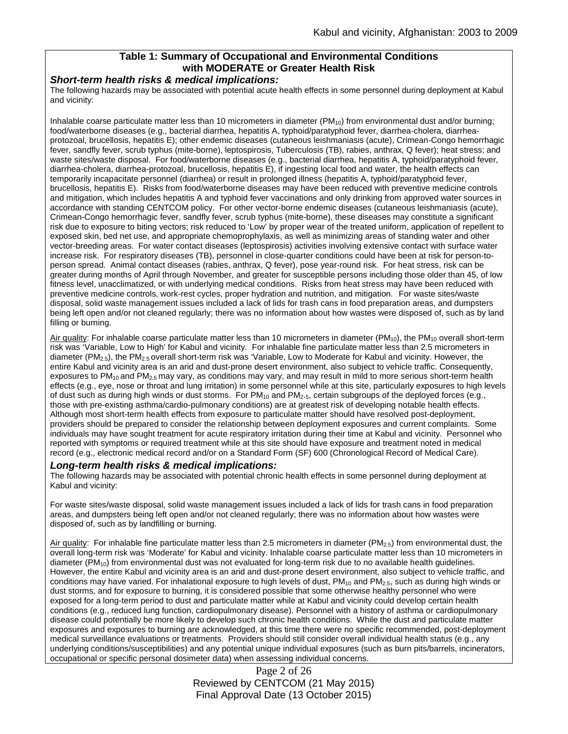## Table 1: Summary of Occupational and Environmental Conditions with MODERATE or Greater Health Risk

### *Short-term health risks & medical implications:*

The following hazards may be associated with potential acute health effects in some personnel during deployment at Kabul and vicinity:

Inhalable coarse particulate matter less than 10 micrometers in diameter ($PM_{10}$) from environmental dust and/or burning; food/waterborne diseases (e.g., bacterial diarrhea, hepatitis A, typhoid/paratyphoid fever, diarrhea-cholera, diarrhea-protozoal, brucellosis, hepatitis E); other endemic diseases (cutaneous leishmaniasis (acute), Crimean-Congo hemorrhagic fever, sandfly fever, scrub typhus (mite-borne), leptospirosis, Tuberculosis (TB), rabies, anthrax, Q fever); heat stress; and waste sites/waste disposal. For food/waterborne diseases (e.g., bacterial diarrhea, hepatitis A, typhoid/paratyphoid fever, diarrhea-cholera, diarrhea-protozoal, brucellosis, hepatitis E), if ingesting local food and water, the health effects can temporarily incapacitate personnel (diarrhea) or result in prolonged illness (hepatitis A, typhoid/paratyphoid fever, brucellosis, hepatitis E). Risks from food/waterborne diseases may have been reduced with preventive medicine controls and mitigation, which includes hepatitis A and typhoid fever vaccinations and only drinking from approved water sources in accordance with standing CENTCOM policy. For other vector-borne endemic diseases (cutaneous leishmaniasis (acute), Crimean-Congo hemorrhagic fever, sandfly fever, scrub typhus (mite-borne), these diseases may constitute a significant risk due to exposure to biting vectors; risk reduced to 'Low' by proper wear of the treated uniform, application of repellent to exposed skin, bed net use, and appropriate chemoprophylaxis, as well as minimizing areas of standing water and other vector-breeding areas. For water contact diseases (leptospirosis) activities involving extensive contact with surface water increase risk. For respiratory diseases (TB), personnel in close-quarter conditions could have been at risk for person-to-person spread. Animal contact diseases (rabies, anthrax, Q fever), pose year-round risk. For heat stress, risk can be greater during months of April through November, and greater for susceptible persons including those older than 45, of low fitness level, unacclimatized, or with underlying medical conditions. Risks from heat stress may have been reduced with preventive medicine controls, work-rest cycles, proper hydration and nutrition, and mitigation. For waste sites/waste disposal, solid waste management issues included a lack of lids for trash cans in food preparation areas, and dumpsters being left open and/or not cleaned regularly; there was no information about how wastes were disposed of, such as by land filling or burning.

Air quality: For inhalable coarse particulate matter less than 10 micrometers in diameter ($PM_{10}$), the $PM_{10}$ overall short-term risk was 'Variable, Low to High' for Kabul and vicinity. For inhalable fine particulate matter less than 2.5 micrometers in diameter ($PM_{2.5}$), the $PM_{2.5}$ overall short-term risk was 'Variable, Low to Moderate for Kabul and vicinity. However, the entire Kabul and vicinity area is an arid and dust-prone desert environment, also subject to vehicle traffic. Consequently, exposures to $PM_{10}$ and $PM_{2.5}$ may vary, as conditions may vary, and may result in mild to more serious short-term health effects (e.g., eye, nose or throat and lung irritation) in some personnel while at this site, particularly exposures to high levels of dust such as during high winds or dust storms. For $PM_{10}$ and $PM_{2.5}$, certain subgroups of the deployed forces (e.g., those with pre-existing asthma/cardio-pulmonary conditions) are at greatest risk of developing notable health effects. Although most short-term health effects from exposure to particulate matter should have resolved post-deployment, providers should be prepared to consider the relationship between deployment exposures and current complaints. Some individuals may have sought treatment for acute respiratory irritation during their time at Kabul and vicinity. Personnel who reported with symptoms or required treatment while at this site should have exposure and treatment noted in medical record (e.g., electronic medical record and/or on a Standard Form (SF) 600 (Chronological Record of Medical Care).

### *Long-term health risks & medical implications:*

The following hazards may be associated with potential chronic health effects in some personnel during deployment at Kabul and vicinity:

For waste sites/waste disposal, solid waste management issues included a lack of lids for trash cans in food preparation areas, and dumpsters being left open and/or not cleaned regularly; there was no information about how wastes were disposed of, such as by landfilling or burning.

Air quality: For inhalable fine particulate matter less than 2.5 micrometers in diameter ($PM_{2.5}$) from environmental dust, the overall long-term risk was 'Moderate' for Kabul and vicinity. Inhalable coarse particulate matter less than 10 micrometers in diameter ($PM_{10}$) from environmental dust was not evaluated for long-term risk due to no available health guidelines. However, the entire Kabul and vicinity area is an arid and dust-prone desert environment, also subject to vehicle traffic, and conditions may have varied. For inhalational exposure to high levels of dust, $PM_{10}$ and $PM_{2.5}$, such as during high winds or dust storms, and for exposure to burning, it is considered possible that some otherwise healthy personnel who were exposed for a long-term period to dust and particulate matter while at Kabul and vicinity could develop certain health conditions (e.g., reduced lung function, cardiopulmonary disease). Personnel with a history of asthma or cardiopulmonary disease could potentially be more likely to develop such chronic health conditions. While the dust and particulate matter exposures and exposures to burning are acknowledged, at this time there were no specific recommended, post-deployment medical surveillance evaluations or treatments. Providers should still consider overall individual health status (e.g., any underlying conditions/susceptibilities) and any potential unique individual exposures (such as burn pits/barrels, incinerators, occupational or specific personal dosimeter data) when assessing individual concerns.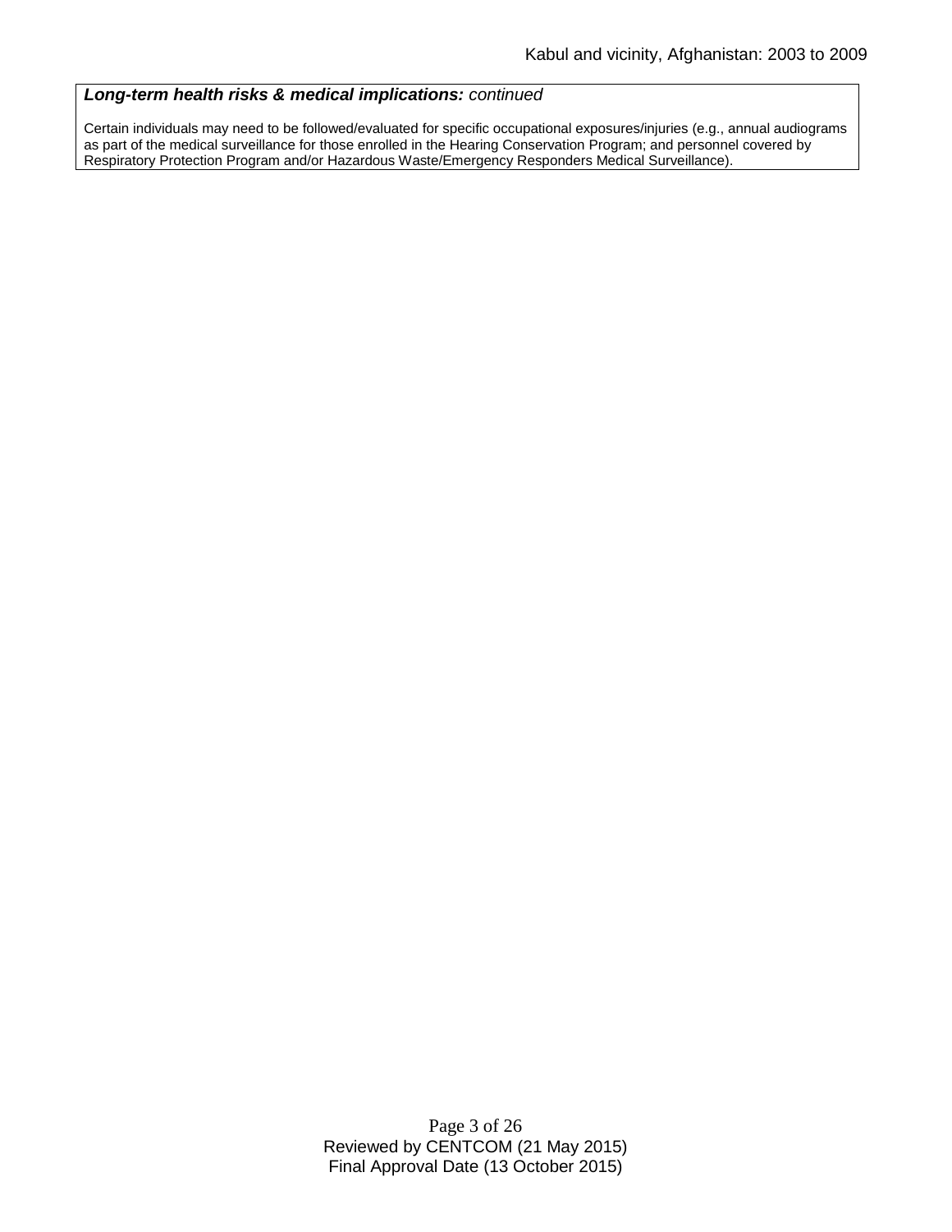***Long-term health risks & medical implications:*** *continued*

Certain individuals may need to be followed/evaluated for specific occupational exposures/injuries (e.g., annual audiograms as part of the medical surveillance for those enrolled in the Hearing Conservation Program; and personnel covered by Respiratory Protection Program and/or Hazardous Waste/Emergency Responders Medical Surveillance).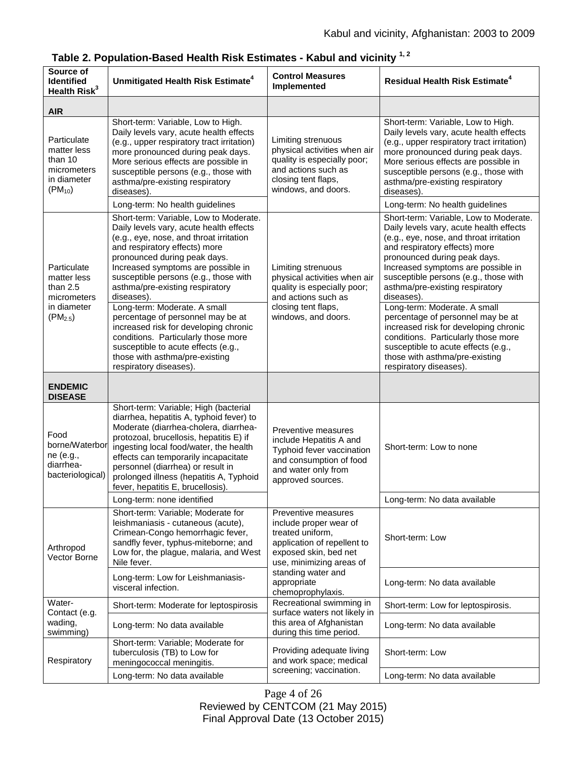## Table 2. Population-Based Health Risk Estimates - Kabul and vicinity [1, 2]

| Source of Identified Health Risk[3] | Unmitigated Health Risk Estimate[4] | Control Measures Implemented | Residual Health Risk Estimate[4] |
|---|---|---|---|
| **AIR** | | | |
| Particulate matter less than 10 micrometers in diameter ($PM_{10}$) | Short-term: Variable, Low to High. Daily levels vary, acute health effects (e.g., upper respiratory tract irritation) more pronounced during peak days. More serious effects are possible in susceptible persons (e.g., those with asthma/pre-existing respiratory diseases). | Limiting strenuous physical activities when air quality is especially poor; and actions such as closing tent flaps, windows, and doors. | Short-term: Variable, Low to High. Daily levels vary, acute health effects (e.g., upper respiratory tract irritation) more pronounced during peak days. More serious effects are possible in susceptible persons (e.g., those with asthma/pre-existing respiratory diseases). |
| | Long-term: No health guidelines | | Long-term: No health guidelines |
| Particulate matter less than 2.5 micrometers in diameter ($PM_{2.5}$) | Short-term: Variable, Low to Moderate. Daily levels vary, acute health effects (e.g., eye, nose, and throat irritation and respiratory effects) more pronounced during peak days. Increased symptoms are possible in susceptible persons (e.g., those with asthma/pre-existing respiratory diseases). | Limiting strenuous physical activities when air quality is especially poor; and actions such as closing tent flaps, windows, and doors. | Short-term: Variable, Low to Moderate. Daily levels vary, acute health effects (e.g., eye, nose, and throat irritation and respiratory effects) more pronounced during peak days. Increased symptoms are possible in susceptible persons (e.g., those with asthma/pre-existing respiratory diseases). |
| | Long-term: Moderate. A small percentage of personnel may be at increased risk for developing chronic conditions. Particularly those more susceptible to acute effects (e.g., those with asthma/pre-existing respiratory diseases). | | Long-term: Moderate. A small percentage of personnel may be at increased risk for developing chronic conditions. Particularly those more susceptible to acute effects (e.g., those with asthma/pre-existing respiratory diseases). |
| **ENDEMIC DISEASE** | | | |
| Food borne/Waterborne (e.g., diarrhea-bacteriological) | Short-term: Variable; High (bacterial diarrhea, hepatitis A, typhoid fever) to Moderate (diarrhea-cholera, diarrhea-protozoal, brucellosis, hepatitis E) if ingesting local food/water, the health effects can temporarily incapacitate personnel (diarrhea) or result in prolonged illness (hepatitis A, Typhoid fever, hepatitis E, brucellosis). | Preventive measures include Hepatitis A and Typhoid fever vaccination and consumption of food and water only from approved sources. | Short-term: Low to none |
| | Long-term: none identified | | Long-term: No data available |
| Arthropod Vector Borne | Short-term: Variable; Moderate for leishmaniasis - cutaneous (acute), Crimean-Congo hemorrhagic fever, sandfly fever, typhus-miteborne; and Low for, the plague, malaria, and West Nile fever. | Preventive measures include proper wear of treated uniform, application of repellent to exposed skin, bed net use, minimizing areas of standing water and appropriate chemoprophylaxis. | Short-term: Low |
| | Long-term: Low for Leishmaniasis-visceral infection. | | Long-term: No data available |
| Water-Contact (e.g. wading, swimming) | Short-term: Moderate for leptospirosis | Recreational swimming in surface waters not likely in this area of Afghanistan during this time period. | Short-term: Low for leptospirosis. |
| | Long-term: No data available | | Long-term: No data available |
| Respiratory | Short-term: Variable; Moderate for tuberculosis (TB) to Low for meningococcal meningitis. | Providing adequate living and work space; medical screening; vaccination. | Short-term: Low |
| | Long-term: No data available | | Long-term: No data available |

Reviewed by CENTCOM (21 May 2015)
Final Approval Date (13 October 2015)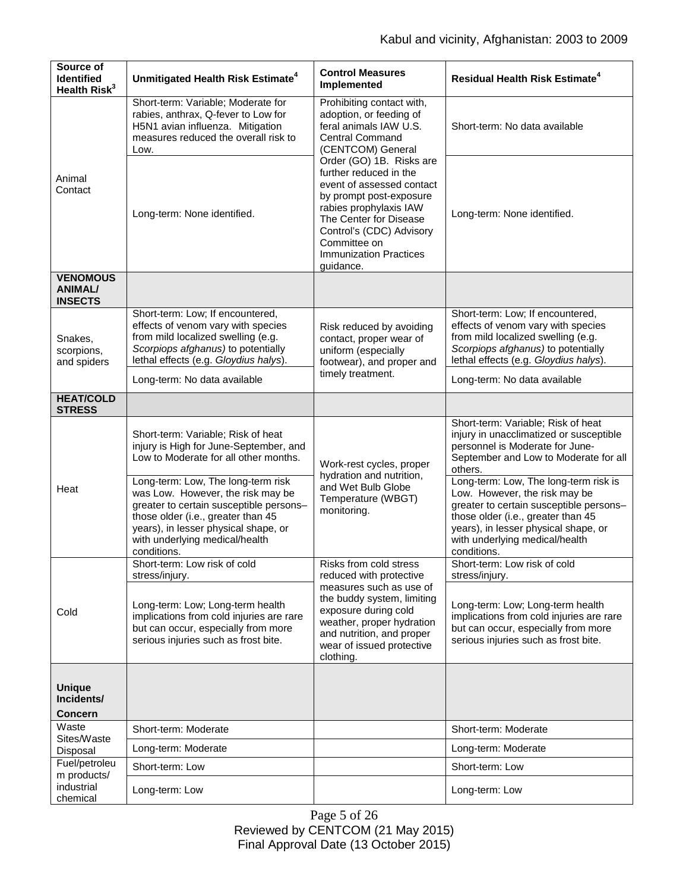| Source of Identified Health Risk[3] | Unmitigated Health Risk Estimate[4] | Control Measures Implemented | Residual Health Risk Estimate[4] |
|---|---|---|---|
| Animal Contact | Short-term: Variable; Moderate for rabies, anthrax, Q-fever to Low for H5N1 avian influenza. Mitigation measures reduced the overall risk to Low. | Prohibiting contact with, adoption, or feeding of feral animals IAW U.S. Central Command (CENTCOM) General Order (GO) 1B. Risks are further reduced in the event of assessed contact by prompt post-exposure rabies prophylaxis IAW The Center for Disease Control's (CDC) Advisory Committee on Immunization Practices guidance. | Short-term: No data available |
| | Long-term: None identified. | | Long-term: None identified. |
| **VENOMOUS ANIMAL/ INSECTS** | | | |
| Snakes, scorpions, and spiders | Short-term: Low; If encountered, effects of venom vary with species from mild localized swelling (e.g. *Scorpiops afghanus)* to potentially lethal effects (e.g. *Gloydius halys*). | Risk reduced by avoiding contact, proper wear of uniform (especially footwear), and proper and timely treatment. | Short-term: Low; If encountered, effects of venom vary with species from mild localized swelling (e.g. *Scorpiops afghanus)* to potentially lethal effects (e.g. *Gloydius halys*). |
| | Long-term: No data available | | Long-term: No data available |
| **HEAT/COLD STRESS** | | | |
| Heat | Short-term: Variable; Risk of heat injury is High for June-September, and Low to Moderate for all other months. | Work-rest cycles, proper hydration and nutrition, and Wet Bulb Globe Temperature (WBGT) monitoring. | Short-term: Variable; Risk of heat injury in unacclimatized or susceptible personnel is Moderate for June-September and Low to Moderate for all others. |
| | Long-term: Low, The long-term risk was Low. However, the risk may be greater to certain susceptible persons– those older (i.e., greater than 45 years), in lesser physical shape, or with underlying medical/health conditions. | | Long-term: Low, The long-term risk is Low. However, the risk may be greater to certain susceptible persons– those older (i.e., greater than 45 years), in lesser physical shape, or with underlying medical/health conditions. |
| Cold | Short-term: Low risk of cold stress/injury. | Risks from cold stress reduced with protective measures such as use of the buddy system, limiting exposure during cold weather, proper hydration and nutrition, and proper wear of issued protective clothing. | Short-term: Low risk of cold stress/injury. |
| | Long-term: Low; Long-term health implications from cold injuries are rare but can occur, especially from more serious injuries such as frost bite. | | Long-term: Low; Long-term health implications from cold injuries are rare but can occur, especially from more serious injuries such as frost bite. |
| **Unique Incidents/ Concern** | | | |
| Waste Sites/Waste Disposal | Short-term: Moderate | | Short-term: Moderate |
| | Long-term: Moderate | | Long-term: Moderate |
| Fuel/petroleum products/ industrial chemical | Short-term: Low | | Short-term: Low |
| | Long-term: Low | | Long-term: Low |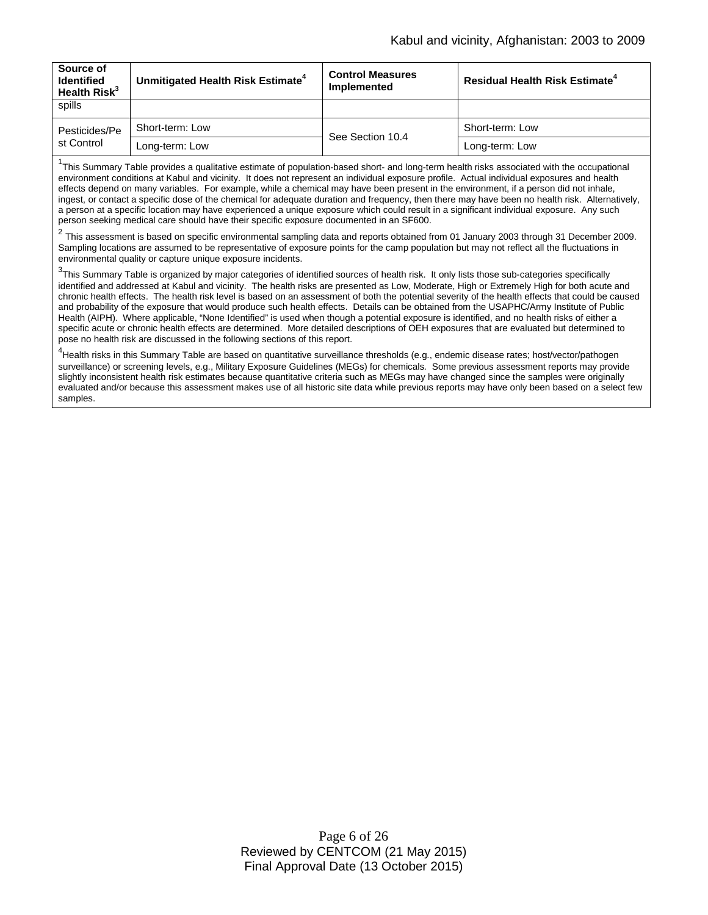| Source of Identified Health Risk[3] | Unmitigated Health Risk Estimate[4] | Control Measures Implemented | Residual Health Risk Estimate[4] |
|---|---|---|---|
| spills | | | |
| Pesticides/Pest Control | Short-term: Low | See Section 10.4 | Short-term: Low |
| | Long-term: Low | | Long-term: Low |

[1]This Summary Table provides a qualitative estimate of population-based short- and long-term health risks associated with the occupational environment conditions at Kabul and vicinity. It does not represent an individual exposure profile. Actual individual exposures and health effects depend on many variables. For example, while a chemical may have been present in the environment, if a person did not inhale, ingest, or contact a specific dose of the chemical for adequate duration and frequency, then there may have been no health risk. Alternatively, a person at a specific location may have experienced a unique exposure which could result in a significant individual exposure. Any such person seeking medical care should have their specific exposure documented in an SF600.

[2] This assessment is based on specific environmental sampling data and reports obtained from 01 January 2003 through 31 December 2009. Sampling locations are assumed to be representative of exposure points for the camp population but may not reflect all the fluctuations in environmental quality or capture unique exposure incidents.

[3]This Summary Table is organized by major categories of identified sources of health risk. It only lists those sub-categories specifically identified and addressed at Kabul and vicinity. The health risks are presented as Low, Moderate, High or Extremely High for both acute and chronic health effects. The health risk level is based on an assessment of both the potential severity of the health effects that could be caused and probability of the exposure that would produce such health effects. Details can be obtained from the USAPHC/Army Institute of Public Health (AIPH). Where applicable, "None Identified" is used when though a potential exposure is identified, and no health risks of either a specific acute or chronic health effects are determined. More detailed descriptions of OEH exposures that are evaluated but determined to pose no health risk are discussed in the following sections of this report.

[4]Health risks in this Summary Table are based on quantitative surveillance thresholds (e.g., endemic disease rates; host/vector/pathogen surveillance) or screening levels, e.g., Military Exposure Guidelines (MEGs) for chemicals. Some previous assessment reports may provide slightly inconsistent health risk estimates because quantitative criteria such as MEGs may have changed since the samples were originally evaluated and/or because this assessment makes use of all historic site data while previous reports may have only been based on a select few samples.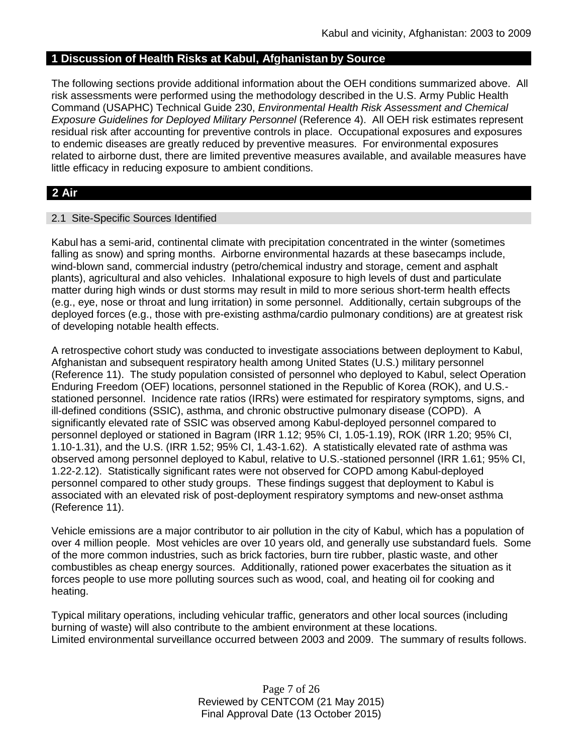## 1 Discussion of Health Risks at Kabul, Afghanistan by Source

The following sections provide additional information about the OEH conditions summarized above. All risk assessments were performed using the methodology described in the U.S. Army Public Health Command (USAPHC) Technical Guide 230, *Environmental Health Risk Assessment and Chemical Exposure Guidelines for Deployed Military Personnel* (Reference 4). All OEH risk estimates represent residual risk after accounting for preventive controls in place. Occupational exposures and exposures to endemic diseases are greatly reduced by preventive measures. For environmental exposures related to airborne dust, there are limited preventive measures available, and available measures have little efficacy in reducing exposure to ambient conditions.

## 2 Air

### 2.1 Site-Specific Sources Identified

Kabul has a semi-arid, continental climate with precipitation concentrated in the winter (sometimes falling as snow) and spring months. Airborne environmental hazards at these basecamps include, wind-blown sand, commercial industry (petro/chemical industry and storage, cement and asphalt plants), agricultural and also vehicles. Inhalational exposure to high levels of dust and particulate matter during high winds or dust storms may result in mild to more serious short-term health effects (e.g., eye, nose or throat and lung irritation) in some personnel. Additionally, certain subgroups of the deployed forces (e.g., those with pre-existing asthma/cardio pulmonary conditions) are at greatest risk of developing notable health effects.

A retrospective cohort study was conducted to investigate associations between deployment to Kabul, Afghanistan and subsequent respiratory health among United States (U.S.) military personnel (Reference 11). The study population consisted of personnel who deployed to Kabul, select Operation Enduring Freedom (OEF) locations, personnel stationed in the Republic of Korea (ROK), and U.S.-stationed personnel. Incidence rate ratios (IRRs) were estimated for respiratory symptoms, signs, and ill-defined conditions (SSIC), asthma, and chronic obstructive pulmonary disease (COPD). A significantly elevated rate of SSIC was observed among Kabul-deployed personnel compared to personnel deployed or stationed in Bagram (IRR 1.12; 95% CI, 1.05-1.19), ROK (IRR 1.20; 95% CI, 1.10-1.31), and the U.S. (IRR 1.52; 95% CI, 1.43-1.62). A statistically elevated rate of asthma was observed among personnel deployed to Kabul, relative to U.S.-stationed personnel (IRR 1.61; 95% CI, 1.22-2.12). Statistically significant rates were not observed for COPD among Kabul-deployed personnel compared to other study groups. These findings suggest that deployment to Kabul is associated with an elevated risk of post-deployment respiratory symptoms and new-onset asthma (Reference 11).

Vehicle emissions are a major contributor to air pollution in the city of Kabul, which has a population of over 4 million people. Most vehicles are over 10 years old, and generally use substandard fuels. Some of the more common industries, such as brick factories, burn tire rubber, plastic waste, and other combustibles as cheap energy sources. Additionally, rationed power exacerbates the situation as it forces people to use more polluting sources such as wood, coal, and heating oil for cooking and heating.

Typical military operations, including vehicular traffic, generators and other local sources (including burning of waste) will also contribute to the ambient environment at these locations.
Limited environmental surveillance occurred between 2003 and 2009. The summary of results follows.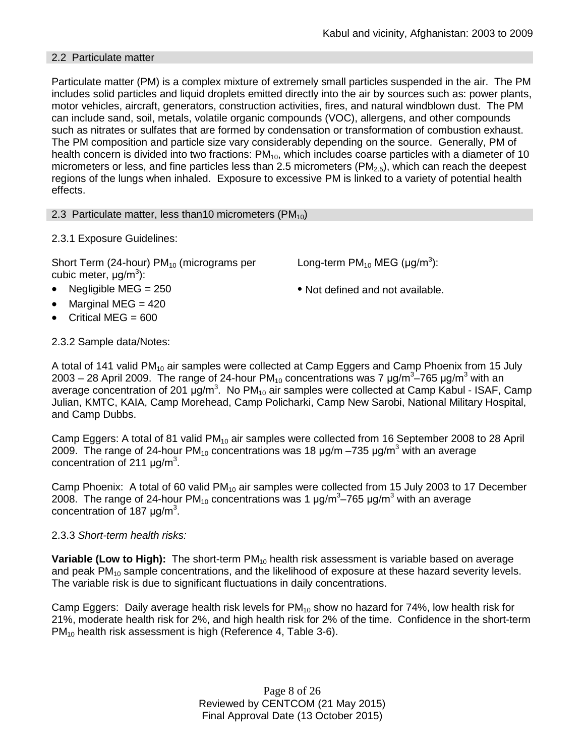## 2.2 Particulate matter

Particulate matter (PM) is a complex mixture of extremely small particles suspended in the air. The PM includes solid particles and liquid droplets emitted directly into the air by sources such as: power plants, motor vehicles, aircraft, generators, construction activities, fires, and natural windblown dust. The PM can include sand, soil, metals, volatile organic compounds (VOC), allergens, and other compounds such as nitrates or sulfates that are formed by condensation or transformation of combustion exhaust. The PM composition and particle size vary considerably depending on the source. Generally, PM of health concern is divided into two fractions: $PM_{10}$, which includes coarse particles with a diameter of 10 micrometers or less, and fine particles less than 2.5 micrometers ($PM_{2.5}$), which can reach the deepest regions of the lungs when inhaled. Exposure to excessive PM is linked to a variety of potential health effects.

## 2.3 Particulate matter, less than10 micrometers ($PM_{10}$)

2.3.1 Exposure Guidelines:

Short Term (24-hour) $PM_{10}$ (micrograms per cubic meter, μg/m$^3$):

- Negligible MEG = 250
- Marginal MEG = 420
- Critical MEG = 600

Long-term $PM_{10}$ MEG (μg/m$^3$):

- Not defined and not available.

2.3.2 Sample data/Notes:

A total of 141 valid $PM_{10}$ air samples were collected at Camp Eggers and Camp Phoenix from 15 July 2003 – 28 April 2009. The range of 24-hour $PM_{10}$ concentrations was 7 μg/m$^3$–765 μg/m$^3$ with an average concentration of 201 μg/m$^3$. No $PM_{10}$ air samples were collected at Camp Kabul - ISAF, Camp Julian, KMTC, KAIA, Camp Morehead, Camp Policharki, Camp New Sarobi, National Military Hospital, and Camp Dubbs.

Camp Eggers: A total of 81 valid $PM_{10}$ air samples were collected from 16 September 2008 to 28 April 2009. The range of 24-hour $PM_{10}$ concentrations was 18 μg/m –735 μg/m$^3$ with an average concentration of 211 μg/m$^3$.

Camp Phoenix: A total of 60 valid $PM_{10}$ air samples were collected from 15 July 2003 to 17 December 2008. The range of 24-hour $PM_{10}$ concentrations was 1 μg/m$^3$–765 μg/m$^3$ with an average concentration of 187 μg/m$^3$.

2.3.3 *Short-term health risks:*

**Variable (Low to High):** The short-term $PM_{10}$ health risk assessment is variable based on average and peak $PM_{10}$ sample concentrations, and the likelihood of exposure at these hazard severity levels. The variable risk is due to significant fluctuations in daily concentrations.

Camp Eggers: Daily average health risk levels for $PM_{10}$ show no hazard for 74%, low health risk for 21%, moderate health risk for 2%, and high health risk for 2% of the time. Confidence in the short-term $PM_{10}$ health risk assessment is high (Reference 4, Table 3-6).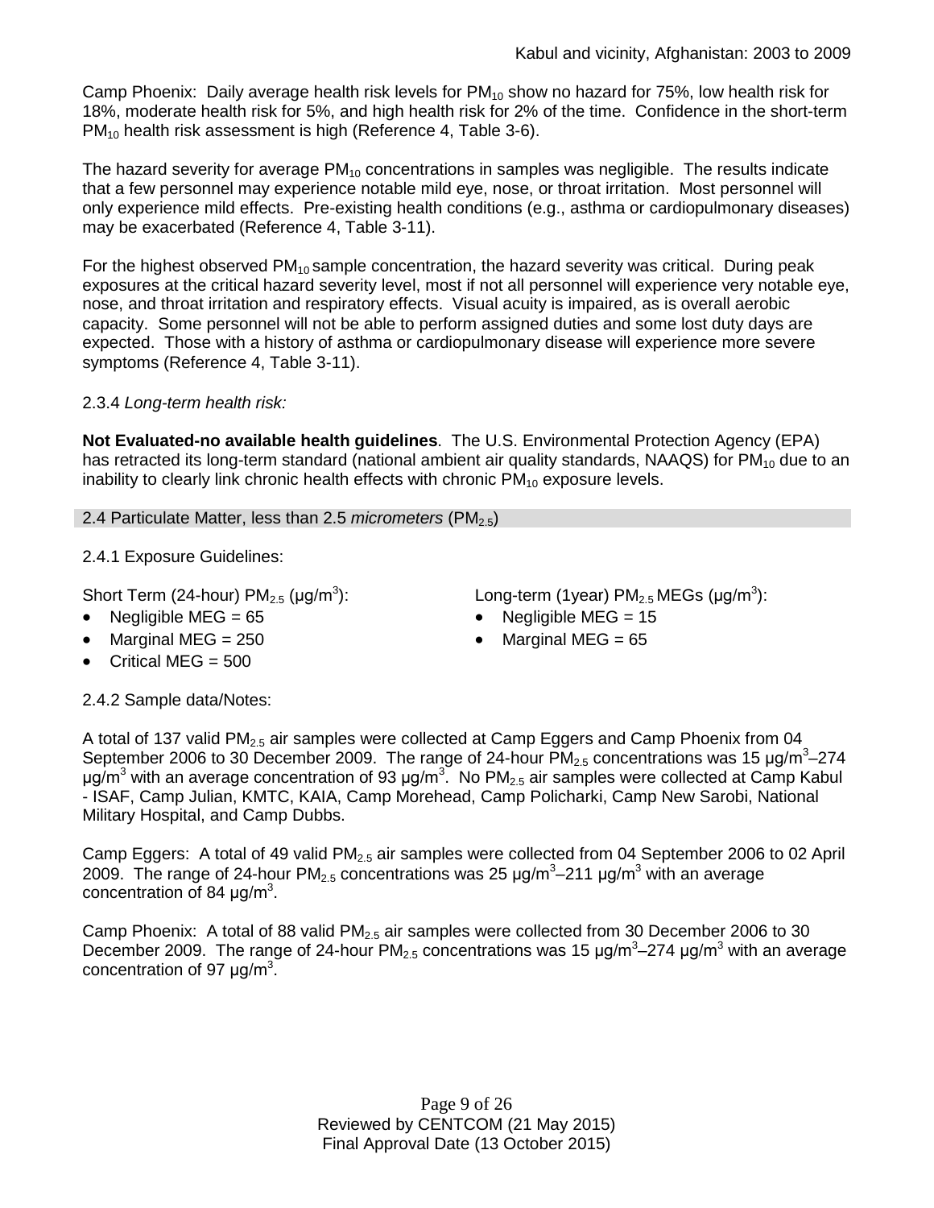Camp Phoenix: Daily average health risk levels for $PM_{10}$ show no hazard for 75%, low health risk for 18%, moderate health risk for 5%, and high health risk for 2% of the time. Confidence in the short-term $PM_{10}$ health risk assessment is high (Reference 4, Table 3-6).

The hazard severity for average $PM_{10}$ concentrations in samples was negligible. The results indicate that a few personnel may experience notable mild eye, nose, or throat irritation. Most personnel will only experience mild effects. Pre-existing health conditions (e.g., asthma or cardiopulmonary diseases) may be exacerbated (Reference 4, Table 3-11).

For the highest observed $PM_{10}$ sample concentration, the hazard severity was critical. During peak exposures at the critical hazard severity level, most if not all personnel will experience very notable eye, nose, and throat irritation and respiratory effects. Visual acuity is impaired, as is overall aerobic capacity. Some personnel will not be able to perform assigned duties and some lost duty days are expected. Those with a history of asthma or cardiopulmonary disease will experience more severe symptoms (Reference 4, Table 3-11).

2.3.4 *Long-term health risk:*

**Not Evaluated-no available health guidelines**. The U.S. Environmental Protection Agency (EPA) has retracted its long-term standard (national ambient air quality standards, NAAQS) for $PM_{10}$ due to an inability to clearly link chronic health effects with chronic $PM_{10}$ exposure levels.

## 2.4 Particulate Matter, less than 2.5 *micrometers* ($PM_{2.5}$)

2.4.1 Exposure Guidelines:

Short Term (24-hour) $PM_{2.5}$ (μg/m$^3$):

- Negligible MEG = 65
- Marginal MEG = 250
- Critical MEG = 500

Long-term (1year) $PM_{2.5}$ MEGs (μg/m$^3$):

- Negligible MEG = 15
- Marginal MEG = 65

2.4.2 Sample data/Notes:

A total of 137 valid $PM_{2.5}$ air samples were collected at Camp Eggers and Camp Phoenix from 04 September 2006 to 30 December 2009. The range of 24-hour $PM_{2.5}$ concentrations was 15 μg/m$^3$–274 μg/m$^3$ with an average concentration of 93 μg/m$^3$. No $PM_{2.5}$ air samples were collected at Camp Kabul - ISAF, Camp Julian, KMTC, KAIA, Camp Morehead, Camp Policharki, Camp New Sarobi, National Military Hospital, and Camp Dubbs.

Camp Eggers: A total of 49 valid $PM_{2.5}$ air samples were collected from 04 September 2006 to 02 April 2009. The range of 24-hour $PM_{2.5}$ concentrations was 25 μg/m$^3$–211 μg/m$^3$ with an average concentration of 84 μg/m$^3$.

Camp Phoenix: A total of 88 valid $PM_{2.5}$ air samples were collected from 30 December 2006 to 30 December 2009. The range of 24-hour $PM_{2.5}$ concentrations was 15 μg/m$^3$–274 μg/m$^3$ with an average concentration of 97 μg/m$^3$.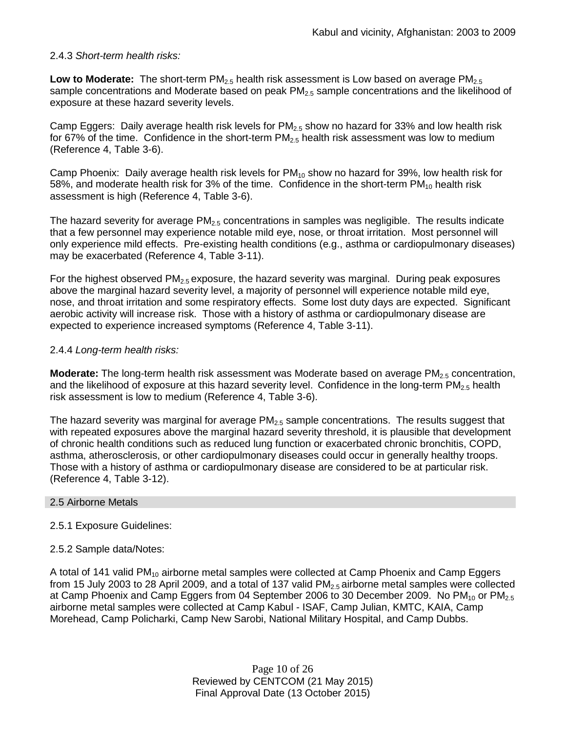2.4.3 *Short-term health risks:*

**Low to Moderate:** The short-term $PM_{2.5}$ health risk assessment is Low based on average $PM_{2.5}$ sample concentrations and Moderate based on peak $PM_{2.5}$ sample concentrations and the likelihood of exposure at these hazard severity levels.

Camp Eggers: Daily average health risk levels for $PM_{2.5}$ show no hazard for 33% and low health risk for 67% of the time. Confidence in the short-term $PM_{2.5}$ health risk assessment was low to medium (Reference 4, Table 3-6).

Camp Phoenix: Daily average health risk levels for $PM_{10}$ show no hazard for 39%, low health risk for 58%, and moderate health risk for 3% of the time. Confidence in the short-term $PM_{10}$ health risk assessment is high (Reference 4, Table 3-6).

The hazard severity for average $PM_{2.5}$ concentrations in samples was negligible. The results indicate that a few personnel may experience notable mild eye, nose, or throat irritation. Most personnel will only experience mild effects. Pre-existing health conditions (e.g., asthma or cardiopulmonary diseases) may be exacerbated (Reference 4, Table 3-11).

For the highest observed $PM_{2.5}$ exposure, the hazard severity was marginal. During peak exposures above the marginal hazard severity level, a majority of personnel will experience notable mild eye, nose, and throat irritation and some respiratory effects. Some lost duty days are expected. Significant aerobic activity will increase risk. Those with a history of asthma or cardiopulmonary disease are expected to experience increased symptoms (Reference 4, Table 3-11).

2.4.4 *Long-term health risks:*

**Moderate:** The long-term health risk assessment was Moderate based on average $PM_{2.5}$ concentration, and the likelihood of exposure at this hazard severity level. Confidence in the long-term $PM_{2.5}$ health risk assessment is low to medium (Reference 4, Table 3-6).

The hazard severity was marginal for average $PM_{2.5}$ sample concentrations. The results suggest that with repeated exposures above the marginal hazard severity threshold, it is plausible that development of chronic health conditions such as reduced lung function or exacerbated chronic bronchitis, COPD, asthma, atherosclerosis, or other cardiopulmonary diseases could occur in generally healthy troops. Those with a history of asthma or cardiopulmonary disease are considered to be at particular risk. (Reference 4, Table 3-12).

## 2.5 Airborne Metals

2.5.1 Exposure Guidelines:

2.5.2 Sample data/Notes:

A total of 141 valid $PM_{10}$ airborne metal samples were collected at Camp Phoenix and Camp Eggers from 15 July 2003 to 28 April 2009, and a total of 137 valid $PM_{2.5}$ airborne metal samples were collected at Camp Phoenix and Camp Eggers from 04 September 2006 to 30 December 2009. No $PM_{10}$ or $PM_{2.5}$ airborne metal samples were collected at Camp Kabul - ISAF, Camp Julian, KMTC, KAIA, Camp Morehead, Camp Policharki, Camp New Sarobi, National Military Hospital, and Camp Dubbs.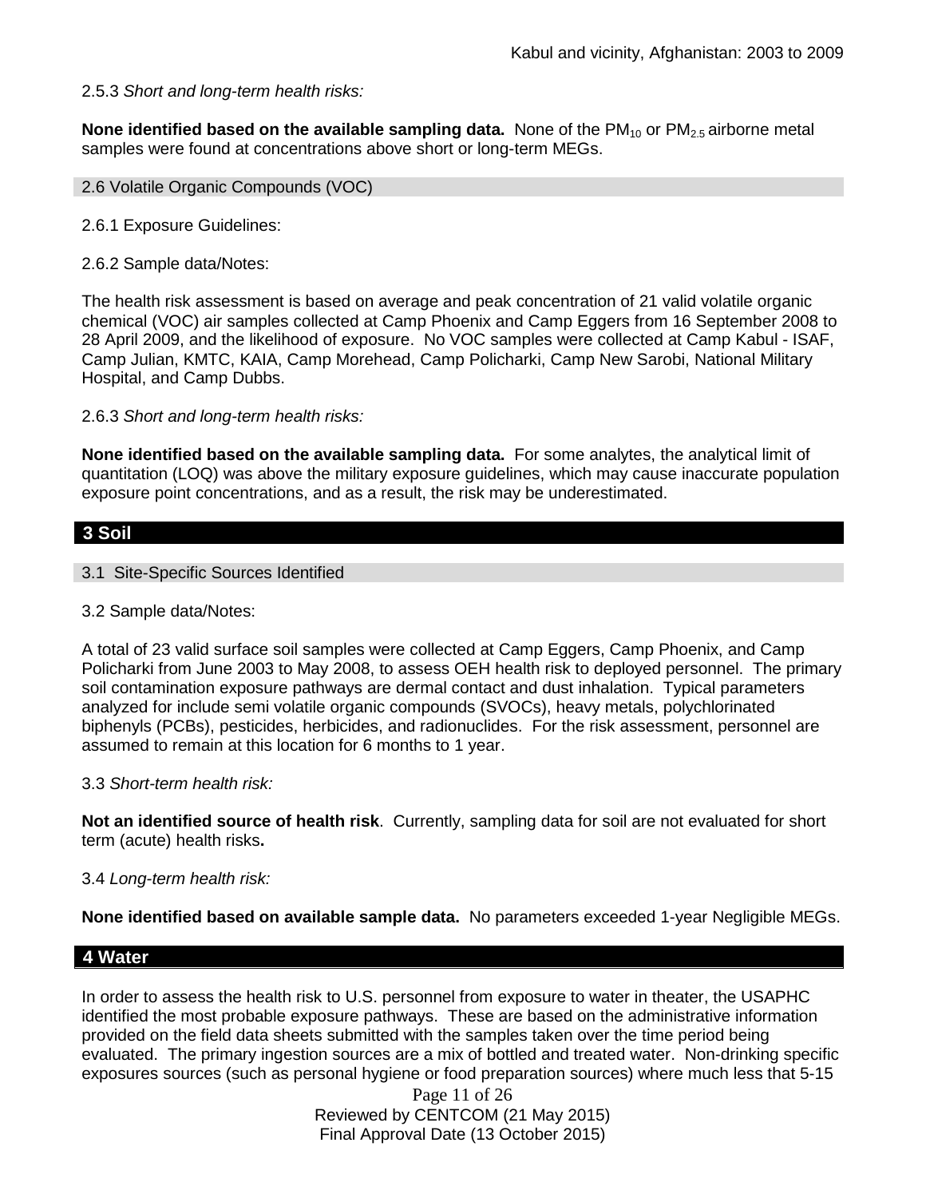2.5.3 *Short and long-term health risks:*

**None identified based on the available sampling data.** None of the $PM_{10}$ or $PM_{2.5}$ airborne metal samples were found at concentrations above short or long-term MEGs.

### 2.6 Volatile Organic Compounds (VOC)

2.6.1 Exposure Guidelines:

2.6.2 Sample data/Notes:

The health risk assessment is based on average and peak concentration of 21 valid volatile organic chemical (VOC) air samples collected at Camp Phoenix and Camp Eggers from 16 September 2008 to 28 April 2009, and the likelihood of exposure. No VOC samples were collected at Camp Kabul - ISAF, Camp Julian, KMTC, KAIA, Camp Morehead, Camp Policharki, Camp New Sarobi, National Military Hospital, and Camp Dubbs.

2.6.3 *Short and long-term health risks:*

**None identified based on the available sampling data.** For some analytes, the analytical limit of quantitation (LOQ) was above the military exposure guidelines, which may cause inaccurate population exposure point concentrations, and as a result, the risk may be underestimated.

## 3 Soil

### 3.1 Site-Specific Sources Identified

3.2 Sample data/Notes:

A total of 23 valid surface soil samples were collected at Camp Eggers, Camp Phoenix, and Camp Policharki from June 2003 to May 2008, to assess OEH health risk to deployed personnel. The primary soil contamination exposure pathways are dermal contact and dust inhalation. Typical parameters analyzed for include semi volatile organic compounds (SVOCs), heavy metals, polychlorinated biphenyls (PCBs), pesticides, herbicides, and radionuclides. For the risk assessment, personnel are assumed to remain at this location for 6 months to 1 year.

3.3 *Short-term health risk:*

**Not an identified source of health risk**. Currently, sampling data for soil are not evaluated for short term (acute) health risks**.**

3.4 *Long-term health risk:*

**None identified based on available sample data.** No parameters exceeded 1-year Negligible MEGs.

## 4 Water

In order to assess the health risk to U.S. personnel from exposure to water in theater, the USAPHC identified the most probable exposure pathways. These are based on the administrative information provided on the field data sheets submitted with the samples taken over the time period being evaluated. The primary ingestion sources are a mix of bottled and treated water. Non-drinking specific exposures sources (such as personal hygiene or food preparation sources) where much less that 5-15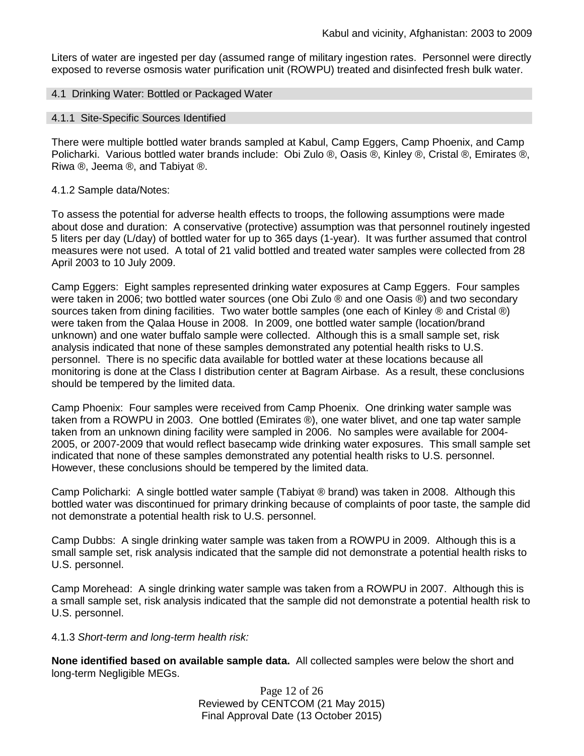Liters of water are ingested per day (assumed range of military ingestion rates. Personnel were directly exposed to reverse osmosis water purification unit (ROWPU) treated and disinfected fresh bulk water.

### 4.1 Drinking Water: Bottled or Packaged Water

#### 4.1.1 Site-Specific Sources Identified

There were multiple bottled water brands sampled at Kabul, Camp Eggers, Camp Phoenix, and Camp Policharki. Various bottled water brands include: Obi Zulo ®, Oasis ®, Kinley ®, Cristal ®, Emirates ®, Riwa ®, Jeema ®, and Tabiyat ®.

4.1.2 Sample data/Notes:

To assess the potential for adverse health effects to troops, the following assumptions were made about dose and duration: A conservative (protective) assumption was that personnel routinely ingested 5 liters per day (L/day) of bottled water for up to 365 days (1-year). It was further assumed that control measures were not used. A total of 21 valid bottled and treated water samples were collected from 28 April 2003 to 10 July 2009.

Camp Eggers: Eight samples represented drinking water exposures at Camp Eggers. Four samples were taken in 2006; two bottled water sources (one Obi Zulo ® and one Oasis ®) and two secondary sources taken from dining facilities. Two water bottle samples (one each of Kinley ® and Cristal ®) were taken from the Qalaa House in 2008. In 2009, one bottled water sample (location/brand unknown) and one water buffalo sample were collected. Although this is a small sample set, risk analysis indicated that none of these samples demonstrated any potential health risks to U.S. personnel. There is no specific data available for bottled water at these locations because all monitoring is done at the Class I distribution center at Bagram Airbase. As a result, these conclusions should be tempered by the limited data.

Camp Phoenix: Four samples were received from Camp Phoenix. One drinking water sample was taken from a ROWPU in 2003. One bottled (Emirates ®), one water blivet, and one tap water sample taken from an unknown dining facility were sampled in 2006. No samples were available for 2004-2005, or 2007-2009 that would reflect basecamp wide drinking water exposures. This small sample set indicated that none of these samples demonstrated any potential health risks to U.S. personnel. However, these conclusions should be tempered by the limited data.

Camp Policharki: A single bottled water sample (Tabiyat ® brand) was taken in 2008. Although this bottled water was discontinued for primary drinking because of complaints of poor taste, the sample did not demonstrate a potential health risk to U.S. personnel.

Camp Dubbs: A single drinking water sample was taken from a ROWPU in 2009. Although this is a small sample set, risk analysis indicated that the sample did not demonstrate a potential health risks to U.S. personnel.

Camp Morehead: A single drinking water sample was taken from a ROWPU in 2007. Although this is a small sample set, risk analysis indicated that the sample did not demonstrate a potential health risk to U.S. personnel.

4.1.3 *Short-term and long-term health risk:*

**None identified based on available sample data.** All collected samples were below the short and long-term Negligible MEGs.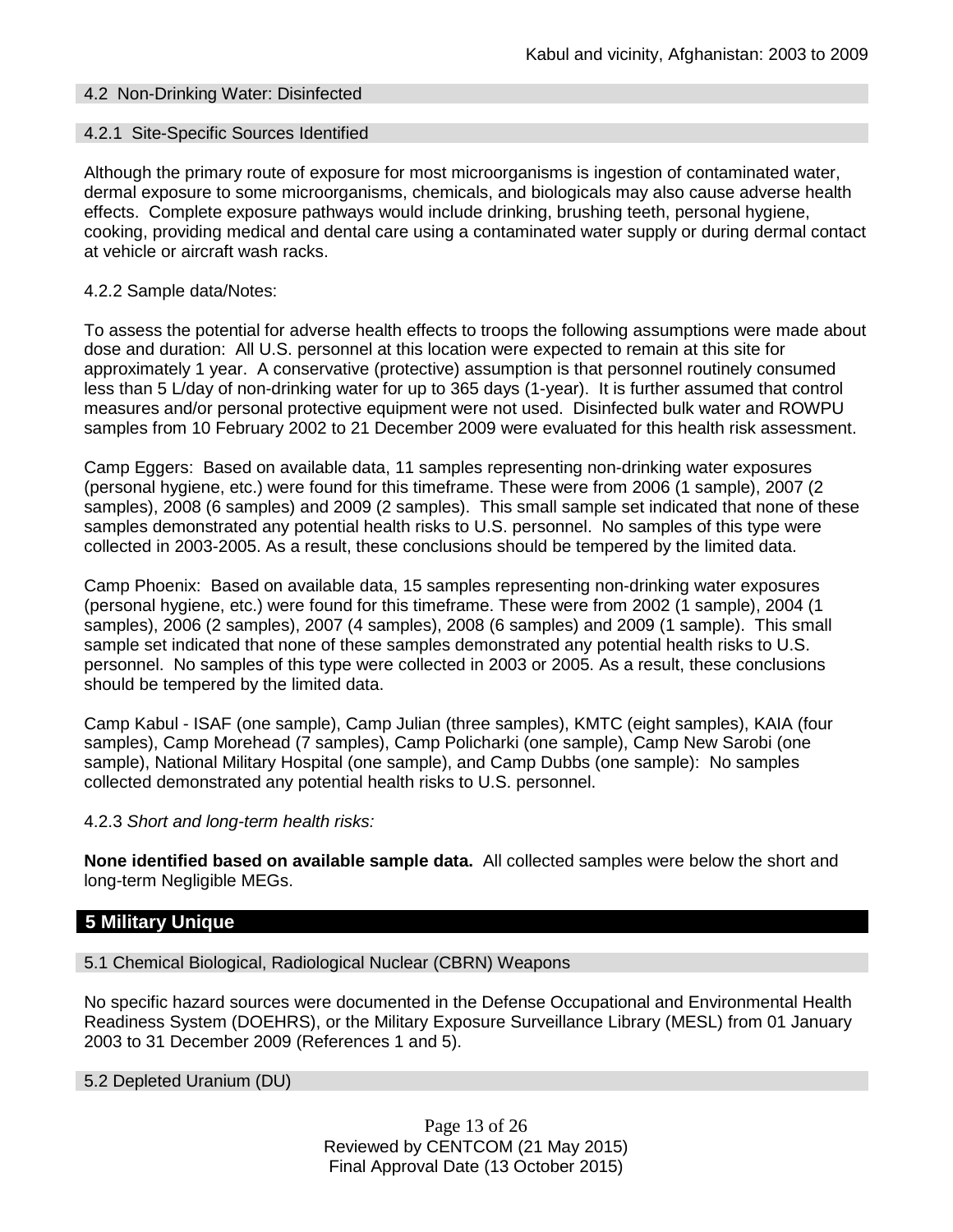### 4.2 Non-Drinking Water: Disinfected

#### 4.2.1 Site-Specific Sources Identified

Although the primary route of exposure for most microorganisms is ingestion of contaminated water, dermal exposure to some microorganisms, chemicals, and biologicals may also cause adverse health effects. Complete exposure pathways would include drinking, brushing teeth, personal hygiene, cooking, providing medical and dental care using a contaminated water supply or during dermal contact at vehicle or aircraft wash racks.

4.2.2 Sample data/Notes:

To assess the potential for adverse health effects to troops the following assumptions were made about dose and duration: All U.S. personnel at this location were expected to remain at this site for approximately 1 year. A conservative (protective) assumption is that personnel routinely consumed less than 5 L/day of non-drinking water for up to 365 days (1-year). It is further assumed that control measures and/or personal protective equipment were not used. Disinfected bulk water and ROWPU samples from 10 February 2002 to 21 December 2009 were evaluated for this health risk assessment.

Camp Eggers: Based on available data, 11 samples representing non-drinking water exposures (personal hygiene, etc.) were found for this timeframe. These were from 2006 (1 sample), 2007 (2 samples), 2008 (6 samples) and 2009 (2 samples). This small sample set indicated that none of these samples demonstrated any potential health risks to U.S. personnel. No samples of this type were collected in 2003-2005. As a result, these conclusions should be tempered by the limited data.

Camp Phoenix: Based on available data, 15 samples representing non-drinking water exposures (personal hygiene, etc.) were found for this timeframe. These were from 2002 (1 sample), 2004 (1 samples), 2006 (2 samples), 2007 (4 samples), 2008 (6 samples) and 2009 (1 sample). This small sample set indicated that none of these samples demonstrated any potential health risks to U.S. personnel. No samples of this type were collected in 2003 or 2005. As a result, these conclusions should be tempered by the limited data.

Camp Kabul - ISAF (one sample), Camp Julian (three samples), KMTC (eight samples), KAIA (four samples), Camp Morehead (7 samples), Camp Policharki (one sample), Camp New Sarobi (one sample), National Military Hospital (one sample), and Camp Dubbs (one sample): No samples collected demonstrated any potential health risks to U.S. personnel.

4.2.3 *Short and long-term health risks:*

**None identified based on available sample data.** All collected samples were below the short and long-term Negligible MEGs.

## 5 Military Unique

### 5.1 Chemical Biological, Radiological Nuclear (CBRN) Weapons

No specific hazard sources were documented in the Defense Occupational and Environmental Health Readiness System (DOEHRS), or the Military Exposure Surveillance Library (MESL) from 01 January 2003 to 31 December 2009 (References 1 and 5).

### 5.2 Depleted Uranium (DU)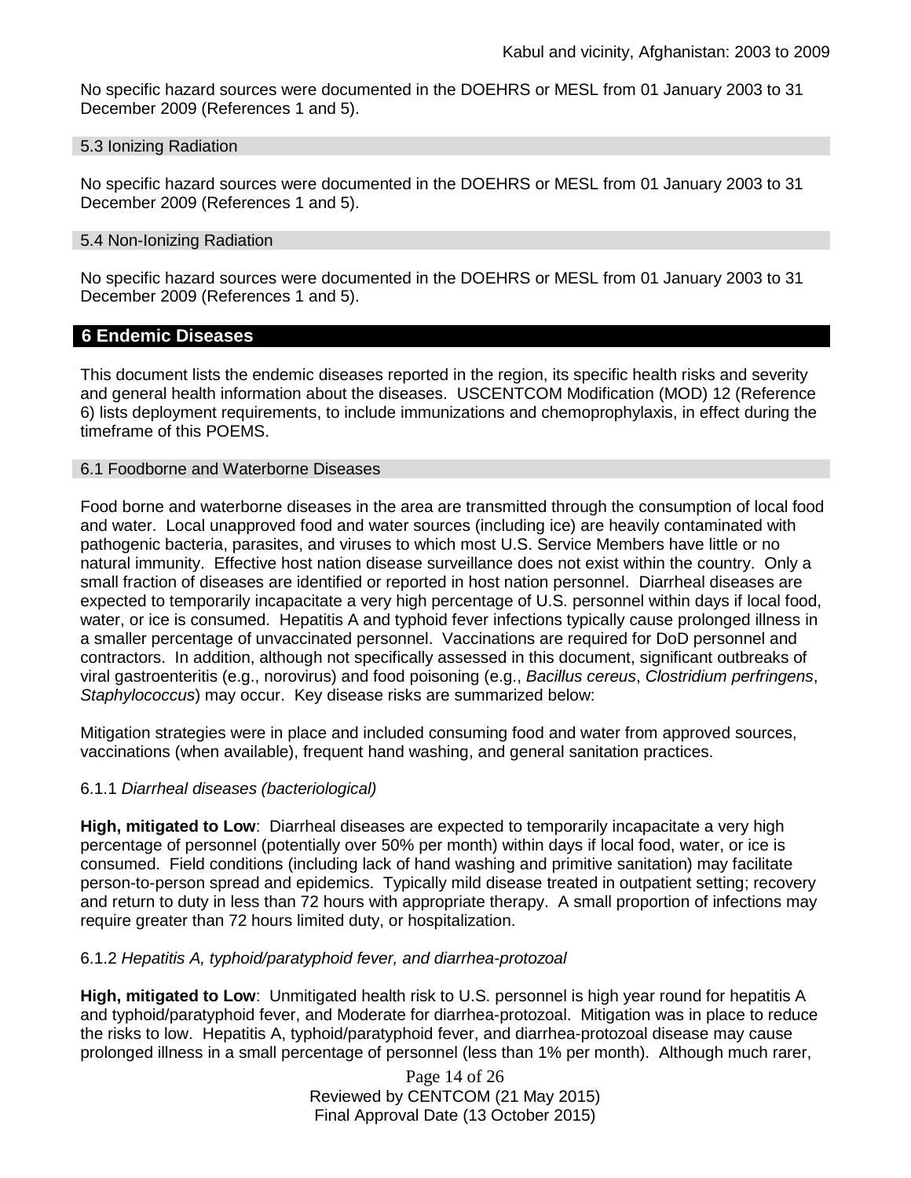No specific hazard sources were documented in the DOEHRS or MESL from 01 January 2003 to 31 December 2009 (References 1 and 5).

### 5.3 Ionizing Radiation

No specific hazard sources were documented in the DOEHRS or MESL from 01 January 2003 to 31 December 2009 (References 1 and 5).

### 5.4 Non-Ionizing Radiation

No specific hazard sources were documented in the DOEHRS or MESL from 01 January 2003 to 31 December 2009 (References 1 and 5).

## 6 Endemic Diseases

This document lists the endemic diseases reported in the region, its specific health risks and severity and general health information about the diseases. USCENTCOM Modification (MOD) 12 (Reference 6) lists deployment requirements, to include immunizations and chemoprophylaxis, in effect during the timeframe of this POEMS.

### 6.1 Foodborne and Waterborne Diseases

Food borne and waterborne diseases in the area are transmitted through the consumption of local food and water. Local unapproved food and water sources (including ice) are heavily contaminated with pathogenic bacteria, parasites, and viruses to which most U.S. Service Members have little or no natural immunity. Effective host nation disease surveillance does not exist within the country. Only a small fraction of diseases are identified or reported in host nation personnel. Diarrheal diseases are expected to temporarily incapacitate a very high percentage of U.S. personnel within days if local food, water, or ice is consumed. Hepatitis A and typhoid fever infections typically cause prolonged illness in a smaller percentage of unvaccinated personnel. Vaccinations are required for DoD personnel and contractors. In addition, although not specifically assessed in this document, significant outbreaks of viral gastroenteritis (e.g., norovirus) and food poisoning (e.g., *Bacillus cereus*, *Clostridium perfringens*, *Staphylococcus*) may occur. Key disease risks are summarized below:

Mitigation strategies were in place and included consuming food and water from approved sources, vaccinations (when available), frequent hand washing, and general sanitation practices.

#### 6.1.1 *Diarrheal diseases (bacteriological)*

**High, mitigated to Low**: Diarrheal diseases are expected to temporarily incapacitate a very high percentage of personnel (potentially over 50% per month) within days if local food, water, or ice is consumed. Field conditions (including lack of hand washing and primitive sanitation) may facilitate person-to-person spread and epidemics. Typically mild disease treated in outpatient setting; recovery and return to duty in less than 72 hours with appropriate therapy. A small proportion of infections may require greater than 72 hours limited duty, or hospitalization.

#### 6.1.2 *Hepatitis A, typhoid/paratyphoid fever, and diarrhea-protozoal*

**High, mitigated to Low**: Unmitigated health risk to U.S. personnel is high year round for hepatitis A and typhoid/paratyphoid fever, and Moderate for diarrhea-protozoal. Mitigation was in place to reduce the risks to low. Hepatitis A, typhoid/paratyphoid fever, and diarrhea-protozoal disease may cause prolonged illness in a small percentage of personnel (less than 1% per month). Although much rarer,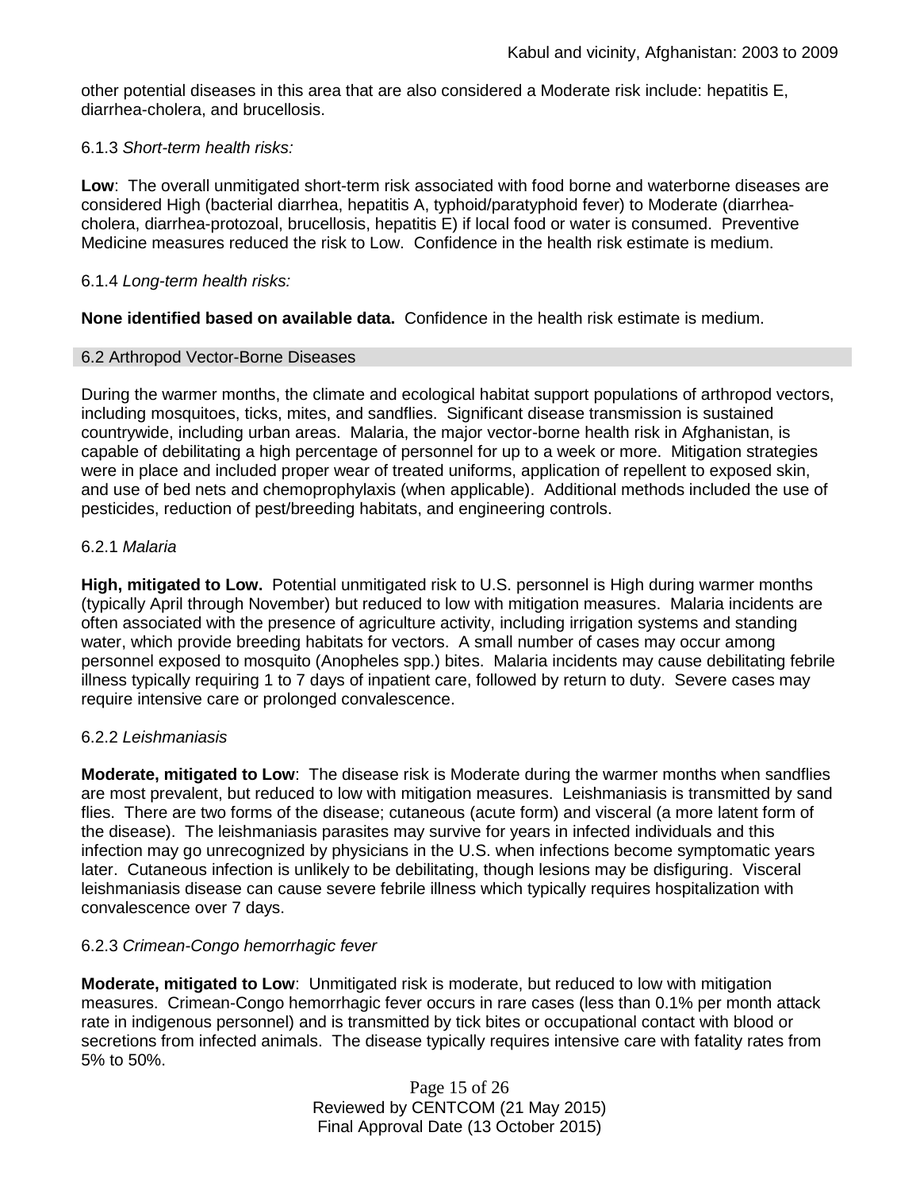other potential diseases in this area that are also considered a Moderate risk include: hepatitis E, diarrhea-cholera, and brucellosis.

6.1.3 *Short-term health risks:*

**Low**: The overall unmitigated short-term risk associated with food borne and waterborne diseases are considered High (bacterial diarrhea, hepatitis A, typhoid/paratyphoid fever) to Moderate (diarrhea-cholera, diarrhea-protozoal, brucellosis, hepatitis E) if local food or water is consumed. Preventive Medicine measures reduced the risk to Low. Confidence in the health risk estimate is medium.

6.1.4 *Long-term health risks:*

**None identified based on available data.** Confidence in the health risk estimate is medium.

## 6.2 Arthropod Vector-Borne Diseases

During the warmer months, the climate and ecological habitat support populations of arthropod vectors, including mosquitoes, ticks, mites, and sandflies. Significant disease transmission is sustained countrywide, including urban areas. Malaria, the major vector-borne health risk in Afghanistan, is capable of debilitating a high percentage of personnel for up to a week or more. Mitigation strategies were in place and included proper wear of treated uniforms, application of repellent to exposed skin, and use of bed nets and chemoprophylaxis (when applicable). Additional methods included the use of pesticides, reduction of pest/breeding habitats, and engineering controls.

6.2.1 *Malaria*

**High, mitigated to Low.** Potential unmitigated risk to U.S. personnel is High during warmer months (typically April through November) but reduced to low with mitigation measures. Malaria incidents are often associated with the presence of agriculture activity, including irrigation systems and standing water, which provide breeding habitats for vectors. A small number of cases may occur among personnel exposed to mosquito (Anopheles spp.) bites. Malaria incidents may cause debilitating febrile illness typically requiring 1 to 7 days of inpatient care, followed by return to duty. Severe cases may require intensive care or prolonged convalescence.

6.2.2 *Leishmaniasis*

**Moderate, mitigated to Low**: The disease risk is Moderate during the warmer months when sandflies are most prevalent, but reduced to low with mitigation measures. Leishmaniasis is transmitted by sand flies. There are two forms of the disease; cutaneous (acute form) and visceral (a more latent form of the disease). The leishmaniasis parasites may survive for years in infected individuals and this infection may go unrecognized by physicians in the U.S. when infections become symptomatic years later. Cutaneous infection is unlikely to be debilitating, though lesions may be disfiguring. Visceral leishmaniasis disease can cause severe febrile illness which typically requires hospitalization with convalescence over 7 days.

6.2.3 *Crimean-Congo hemorrhagic fever*

**Moderate, mitigated to Low**: Unmitigated risk is moderate, but reduced to low with mitigation measures. Crimean-Congo hemorrhagic fever occurs in rare cases (less than 0.1% per month attack rate in indigenous personnel) and is transmitted by tick bites or occupational contact with blood or secretions from infected animals. The disease typically requires intensive care with fatality rates from 5% to 50%.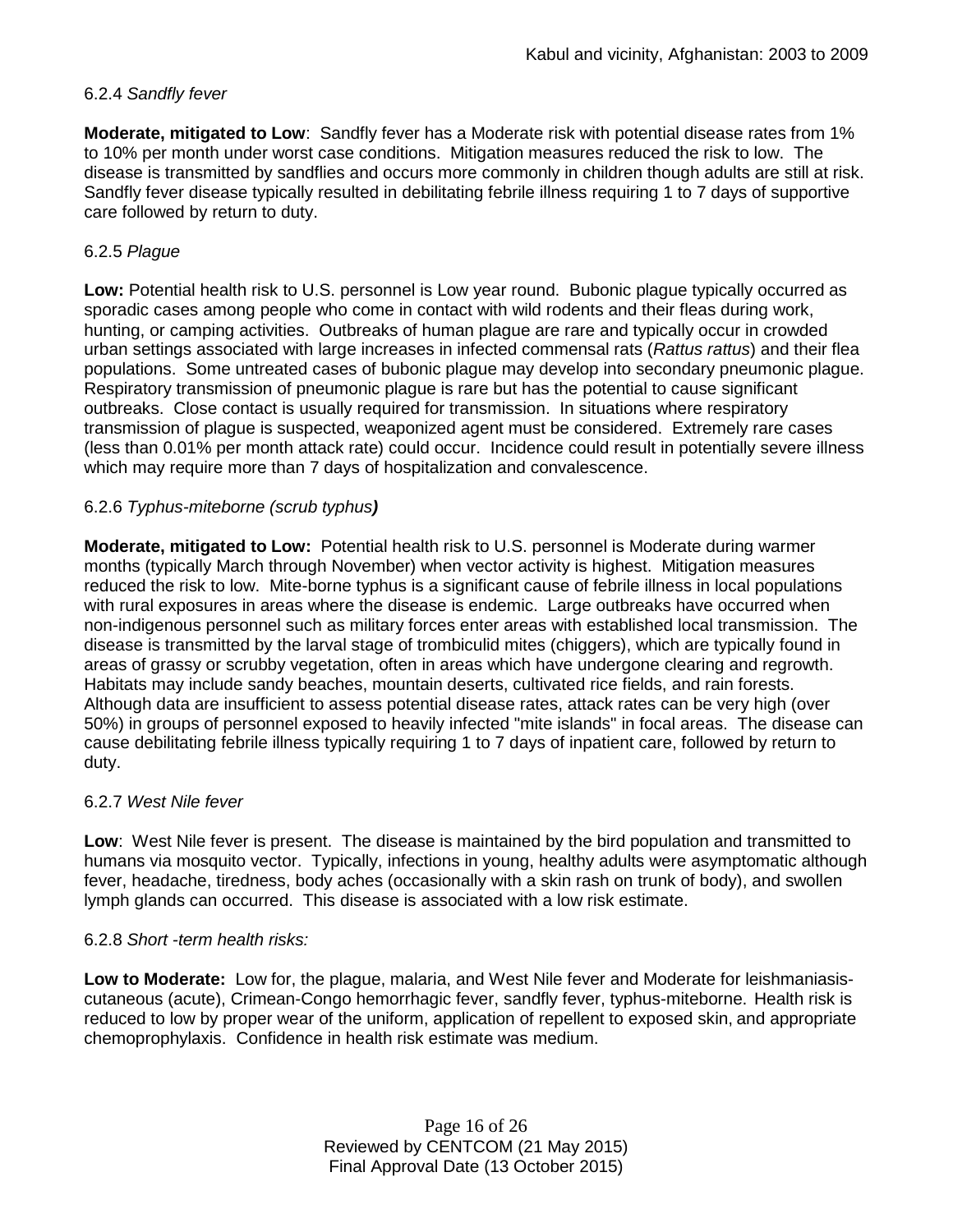6.2.4 *Sandfly fever*

**Moderate, mitigated to Low**: Sandfly fever has a Moderate risk with potential disease rates from 1% to 10% per month under worst case conditions. Mitigation measures reduced the risk to low. The disease is transmitted by sandflies and occurs more commonly in children though adults are still at risk. Sandfly fever disease typically resulted in debilitating febrile illness requiring 1 to 7 days of supportive care followed by return to duty.

6.2.5 *Plague*

**Low:** Potential health risk to U.S. personnel is Low year round. Bubonic plague typically occurred as sporadic cases among people who come in contact with wild rodents and their fleas during work, hunting, or camping activities. Outbreaks of human plague are rare and typically occur in crowded urban settings associated with large increases in infected commensal rats (*Rattus rattus*) and their flea populations. Some untreated cases of bubonic plague may develop into secondary pneumonic plague. Respiratory transmission of pneumonic plague is rare but has the potential to cause significant outbreaks. Close contact is usually required for transmission. In situations where respiratory transmission of plague is suspected, weaponized agent must be considered. Extremely rare cases (less than 0.01% per month attack rate) could occur. Incidence could result in potentially severe illness which may require more than 7 days of hospitalization and convalescence.

6.2.6 *Typhus-miteborne (scrub typhus)*

**Moderate, mitigated to Low:** Potential health risk to U.S. personnel is Moderate during warmer months (typically March through November) when vector activity is highest. Mitigation measures reduced the risk to low. Mite-borne typhus is a significant cause of febrile illness in local populations with rural exposures in areas where the disease is endemic. Large outbreaks have occurred when non-indigenous personnel such as military forces enter areas with established local transmission. The disease is transmitted by the larval stage of trombiculid mites (chiggers), which are typically found in areas of grassy or scrubby vegetation, often in areas which have undergone clearing and regrowth. Habitats may include sandy beaches, mountain deserts, cultivated rice fields, and rain forests. Although data are insufficient to assess potential disease rates, attack rates can be very high (over 50%) in groups of personnel exposed to heavily infected "mite islands" in focal areas. The disease can cause debilitating febrile illness typically requiring 1 to 7 days of inpatient care, followed by return to duty.

6.2.7 *West Nile fever*

**Low**: West Nile fever is present. The disease is maintained by the bird population and transmitted to humans via mosquito vector. Typically, infections in young, healthy adults were asymptomatic although fever, headache, tiredness, body aches (occasionally with a skin rash on trunk of body), and swollen lymph glands can occurred. This disease is associated with a low risk estimate.

6.2.8 *Short -term health risks:*

**Low to Moderate:** Low for, the plague, malaria, and West Nile fever and Moderate for leishmaniasis-cutaneous (acute), Crimean-Congo hemorrhagic fever, sandfly fever, typhus-miteborne. Health risk is reduced to low by proper wear of the uniform, application of repellent to exposed skin, and appropriate chemoprophylaxis. Confidence in health risk estimate was medium.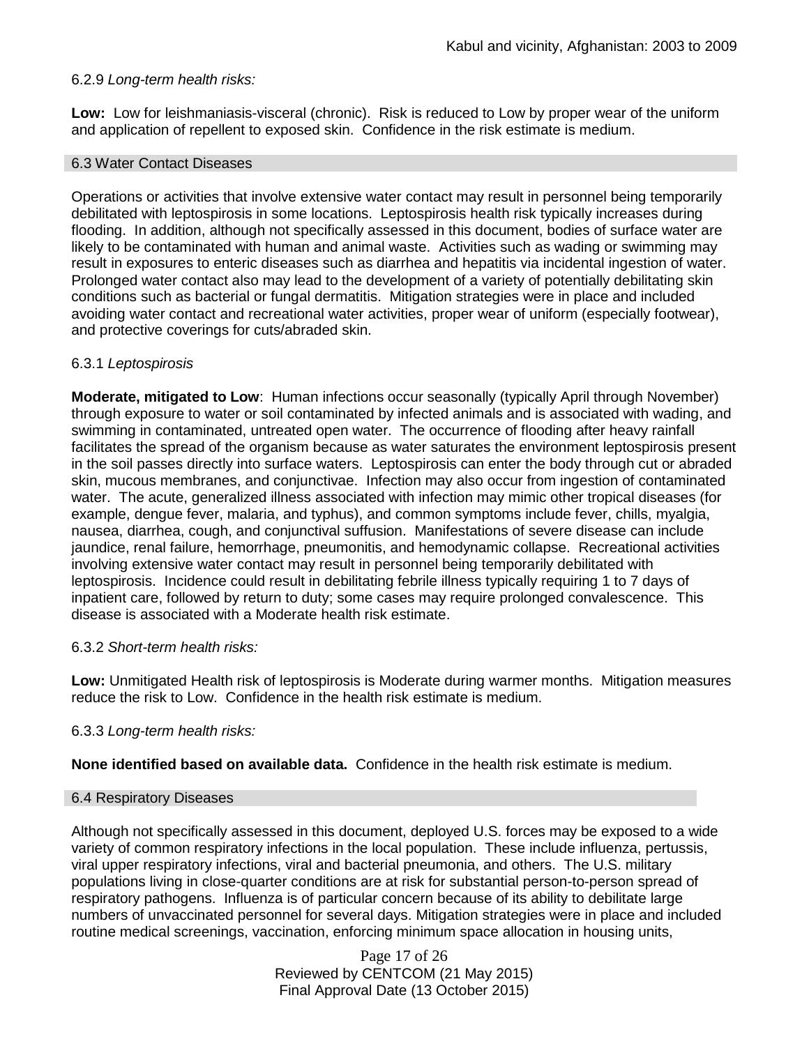6.2.9 *Long-term health risks:*

**Low:** Low for leishmaniasis-visceral (chronic). Risk is reduced to Low by proper wear of the uniform and application of repellent to exposed skin. Confidence in the risk estimate is medium.

## 6.3 Water Contact Diseases

Operations or activities that involve extensive water contact may result in personnel being temporarily debilitated with leptospirosis in some locations. Leptospirosis health risk typically increases during flooding. In addition, although not specifically assessed in this document, bodies of surface water are likely to be contaminated with human and animal waste. Activities such as wading or swimming may result in exposures to enteric diseases such as diarrhea and hepatitis via incidental ingestion of water. Prolonged water contact also may lead to the development of a variety of potentially debilitating skin conditions such as bacterial or fungal dermatitis. Mitigation strategies were in place and included avoiding water contact and recreational water activities, proper wear of uniform (especially footwear), and protective coverings for cuts/abraded skin.

6.3.1 *Leptospirosis*

**Moderate, mitigated to Low**: Human infections occur seasonally (typically April through November) through exposure to water or soil contaminated by infected animals and is associated with wading, and swimming in contaminated, untreated open water. The occurrence of flooding after heavy rainfall facilitates the spread of the organism because as water saturates the environment leptospirosis present in the soil passes directly into surface waters. Leptospirosis can enter the body through cut or abraded skin, mucous membranes, and conjunctivae. Infection may also occur from ingestion of contaminated water. The acute, generalized illness associated with infection may mimic other tropical diseases (for example, dengue fever, malaria, and typhus), and common symptoms include fever, chills, myalgia, nausea, diarrhea, cough, and conjunctival suffusion. Manifestations of severe disease can include jaundice, renal failure, hemorrhage, pneumonitis, and hemodynamic collapse. Recreational activities involving extensive water contact may result in personnel being temporarily debilitated with leptospirosis. Incidence could result in debilitating febrile illness typically requiring 1 to 7 days of inpatient care, followed by return to duty; some cases may require prolonged convalescence. This disease is associated with a Moderate health risk estimate.

6.3.2 *Short-term health risks:*

**Low:** Unmitigated Health risk of leptospirosis is Moderate during warmer months. Mitigation measures reduce the risk to Low. Confidence in the health risk estimate is medium.

6.3.3 *Long-term health risks:*

**None identified based on available data.** Confidence in the health risk estimate is medium.

## 6.4 Respiratory Diseases

Although not specifically assessed in this document, deployed U.S. forces may be exposed to a wide variety of common respiratory infections in the local population. These include influenza, pertussis, viral upper respiratory infections, viral and bacterial pneumonia, and others. The U.S. military populations living in close-quarter conditions are at risk for substantial person-to-person spread of respiratory pathogens. Influenza is of particular concern because of its ability to debilitate large numbers of unvaccinated personnel for several days. Mitigation strategies were in place and included routine medical screenings, vaccination, enforcing minimum space allocation in housing units,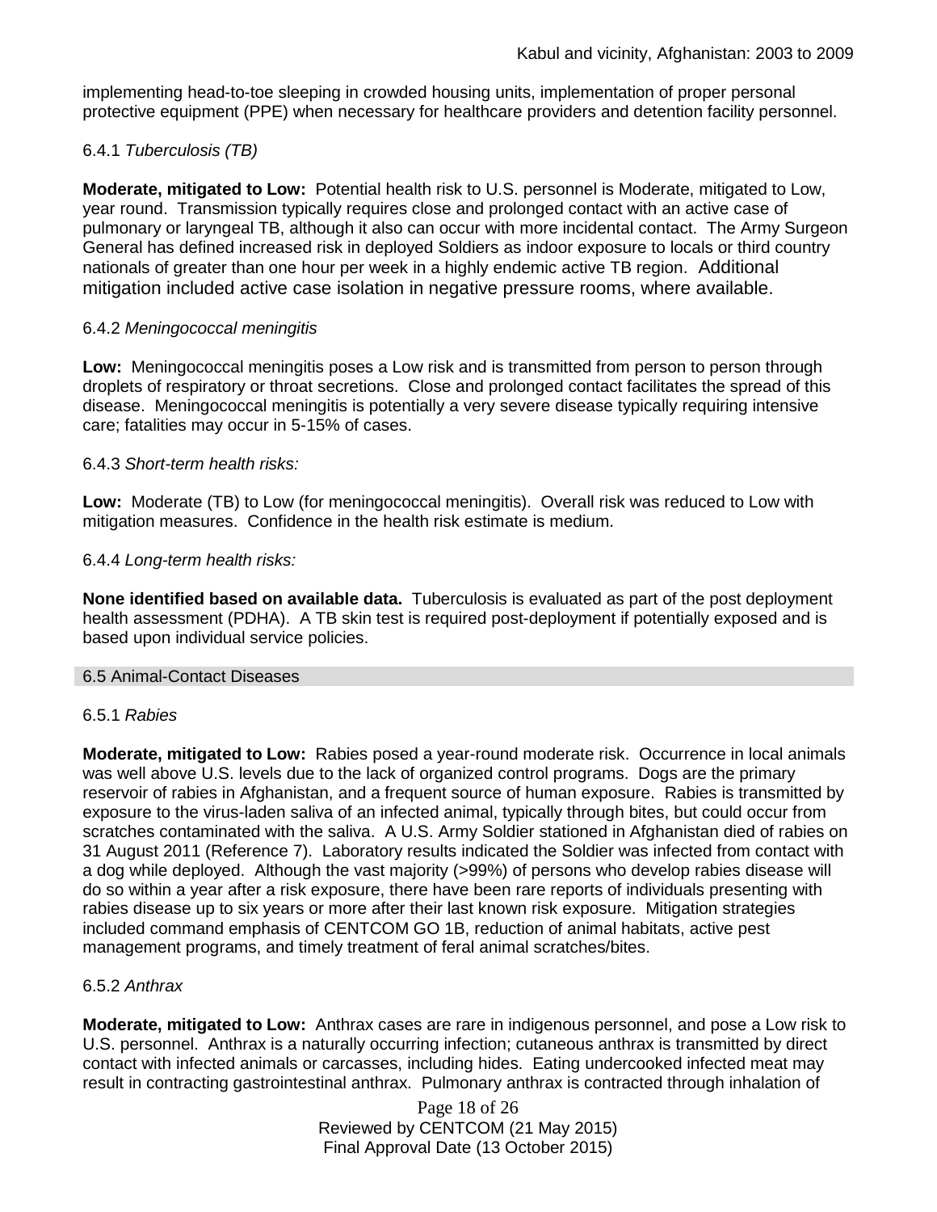implementing head-to-toe sleeping in crowded housing units, implementation of proper personal protective equipment (PPE) when necessary for healthcare providers and detention facility personnel.

6.4.1 *Tuberculosis (TB)*

**Moderate, mitigated to Low:** Potential health risk to U.S. personnel is Moderate, mitigated to Low, year round. Transmission typically requires close and prolonged contact with an active case of pulmonary or laryngeal TB, although it also can occur with more incidental contact. The Army Surgeon General has defined increased risk in deployed Soldiers as indoor exposure to locals or third country nationals of greater than one hour per week in a highly endemic active TB region. Additional mitigation included active case isolation in negative pressure rooms, where available.

6.4.2 *Meningococcal meningitis*

**Low:** Meningococcal meningitis poses a Low risk and is transmitted from person to person through droplets of respiratory or throat secretions. Close and prolonged contact facilitates the spread of this disease. Meningococcal meningitis is potentially a very severe disease typically requiring intensive care; fatalities may occur in 5-15% of cases.

6.4.3 *Short-term health risks:*

**Low:** Moderate (TB) to Low (for meningococcal meningitis). Overall risk was reduced to Low with mitigation measures. Confidence in the health risk estimate is medium.

6.4.4 *Long-term health risks:*

**None identified based on available data.** Tuberculosis is evaluated as part of the post deployment health assessment (PDHA). A TB skin test is required post-deployment if potentially exposed and is based upon individual service policies.

## 6.5 Animal-Contact Diseases

6.5.1 *Rabies*

**Moderate, mitigated to Low:** Rabies posed a year-round moderate risk. Occurrence in local animals was well above U.S. levels due to the lack of organized control programs. Dogs are the primary reservoir of rabies in Afghanistan, and a frequent source of human exposure. Rabies is transmitted by exposure to the virus-laden saliva of an infected animal, typically through bites, but could occur from scratches contaminated with the saliva. A U.S. Army Soldier stationed in Afghanistan died of rabies on 31 August 2011 (Reference 7). Laboratory results indicated the Soldier was infected from contact with a dog while deployed. Although the vast majority (>99%) of persons who develop rabies disease will do so within a year after a risk exposure, there have been rare reports of individuals presenting with rabies disease up to six years or more after their last known risk exposure. Mitigation strategies included command emphasis of CENTCOM GO 1B, reduction of animal habitats, active pest management programs, and timely treatment of feral animal scratches/bites.

6.5.2 *Anthrax*

**Moderate, mitigated to Low:** Anthrax cases are rare in indigenous personnel, and pose a Low risk to U.S. personnel. Anthrax is a naturally occurring infection; cutaneous anthrax is transmitted by direct contact with infected animals or carcasses, including hides. Eating undercooked infected meat may result in contracting gastrointestinal anthrax. Pulmonary anthrax is contracted through inhalation of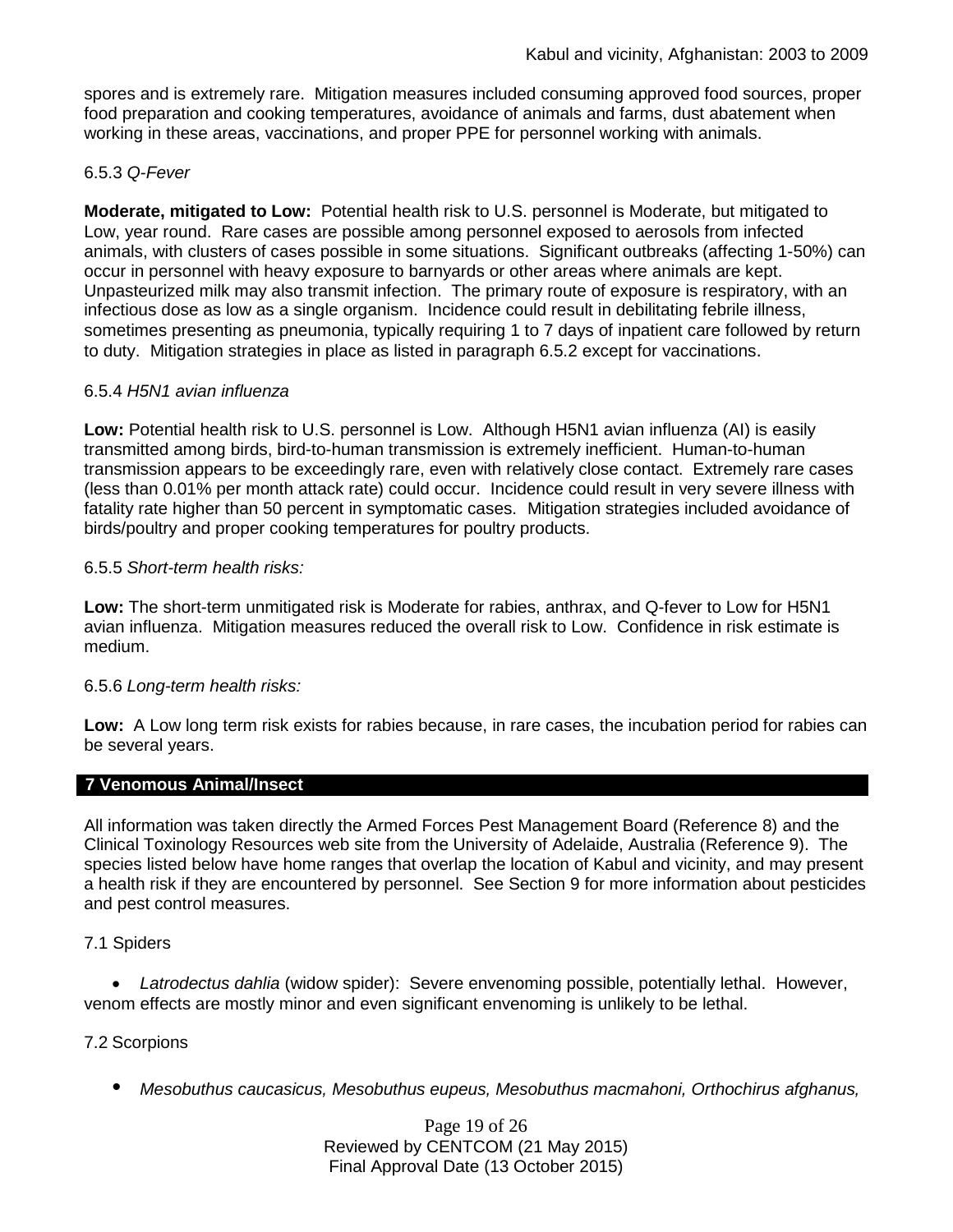spores and is extremely rare. Mitigation measures included consuming approved food sources, proper food preparation and cooking temperatures, avoidance of animals and farms, dust abatement when working in these areas, vaccinations, and proper PPE for personnel working with animals.

6.5.3 *Q-Fever*

**Moderate, mitigated to Low:** Potential health risk to U.S. personnel is Moderate, but mitigated to Low, year round. Rare cases are possible among personnel exposed to aerosols from infected animals, with clusters of cases possible in some situations. Significant outbreaks (affecting 1-50%) can occur in personnel with heavy exposure to barnyards or other areas where animals are kept. Unpasteurized milk may also transmit infection. The primary route of exposure is respiratory, with an infectious dose as low as a single organism. Incidence could result in debilitating febrile illness, sometimes presenting as pneumonia, typically requiring 1 to 7 days of inpatient care followed by return to duty. Mitigation strategies in place as listed in paragraph 6.5.2 except for vaccinations.

6.5.4 *H5N1 avian influenza*

**Low:** Potential health risk to U.S. personnel is Low. Although H5N1 avian influenza (AI) is easily transmitted among birds, bird-to-human transmission is extremely inefficient. Human-to-human transmission appears to be exceedingly rare, even with relatively close contact. Extremely rare cases (less than 0.01% per month attack rate) could occur. Incidence could result in very severe illness with fatality rate higher than 50 percent in symptomatic cases. Mitigation strategies included avoidance of birds/poultry and proper cooking temperatures for poultry products.

6.5.5 *Short-term health risks:*

**Low:** The short-term unmitigated risk is Moderate for rabies, anthrax, and Q-fever to Low for H5N1 avian influenza. Mitigation measures reduced the overall risk to Low. Confidence in risk estimate is medium.

6.5.6 *Long-term health risks:*

**Low:** A Low long term risk exists for rabies because, in rare cases, the incubation period for rabies can be several years.

## 7 Venomous Animal/Insect

All information was taken directly the Armed Forces Pest Management Board (Reference 8) and the Clinical Toxinology Resources web site from the University of Adelaide, Australia (Reference 9). The species listed below have home ranges that overlap the location of Kabul and vicinity, and may present a health risk if they are encountered by personnel. See Section 9 for more information about pesticides and pest control measures.

7.1 Spiders

- *Latrodectus dahlia* (widow spider): Severe envenoming possible, potentially lethal. However, venom effects are mostly minor and even significant envenoming is unlikely to be lethal.

7.2 Scorpions

- *Mesobuthus caucasicus, Mesobuthus eupeus, Mesobuthus macmahoni, Orthochirus afghanus,*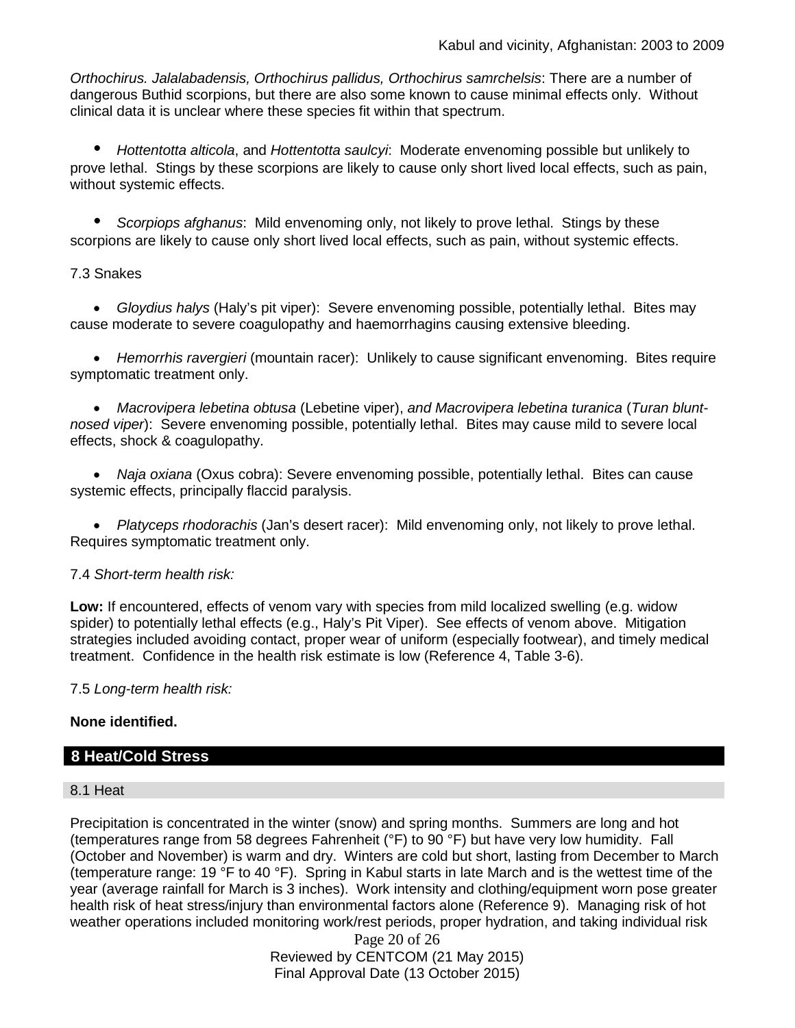*Orthochirus. Jalalabadensis, Orthochirus pallidus, Orthochirus samrchelsis*: There are a number of dangerous Buthid scorpions, but there are also some known to cause minimal effects only. Without clinical data it is unclear where these species fit within that spectrum.

- *Hottentotta alticola*, and *Hottentotta saulcyi*: Moderate envenoming possible but unlikely to prove lethal. Stings by these scorpions are likely to cause only short lived local effects, such as pain, without systemic effects.

- *Scorpiops afghanus*: Mild envenoming only, not likely to prove lethal. Stings by these scorpions are likely to cause only short lived local effects, such as pain, without systemic effects.

7.3 Snakes

- *Gloydius halys* (Haly's pit viper): Severe envenoming possible, potentially lethal. Bites may cause moderate to severe coagulopathy and haemorrhagins causing extensive bleeding.

- *Hemorrhis ravergieri* (mountain racer): Unlikely to cause significant envenoming. Bites require symptomatic treatment only.

- *Macrovipera lebetina obtusa* (Lebetine viper), *and Macrovipera lebetina turanica* (*Turan blunt-nosed viper*): Severe envenoming possible, potentially lethal. Bites may cause mild to severe local effects, shock & coagulopathy.

- *Naja oxiana* (Oxus cobra): Severe envenoming possible, potentially lethal. Bites can cause systemic effects, principally flaccid paralysis.

- *Platyceps rhodorachis* (Jan's desert racer): Mild envenoming only, not likely to prove lethal. Requires symptomatic treatment only.

7.4 *Short-term health risk:*

**Low:** If encountered, effects of venom vary with species from mild localized swelling (e.g. widow spider) to potentially lethal effects (e.g., Haly's Pit Viper). See effects of venom above. Mitigation strategies included avoiding contact, proper wear of uniform (especially footwear), and timely medical treatment. Confidence in the health risk estimate is low (Reference 4, Table 3-6).

7.5 *Long-term health risk:*

**None identified.**

## 8 Heat/Cold Stress

### 8.1 Heat

Precipitation is concentrated in the winter (snow) and spring months. Summers are long and hot (temperatures range from 58 degrees Fahrenheit (°F) to 90 °F) but have very low humidity. Fall (October and November) is warm and dry. Winters are cold but short, lasting from December to March (temperature range: 19 °F to 40 °F). Spring in Kabul starts in late March and is the wettest time of the year (average rainfall for March is 3 inches). Work intensity and clothing/equipment worn pose greater health risk of heat stress/injury than environmental factors alone (Reference 9). Managing risk of hot weather operations included monitoring work/rest periods, proper hydration, and taking individual risk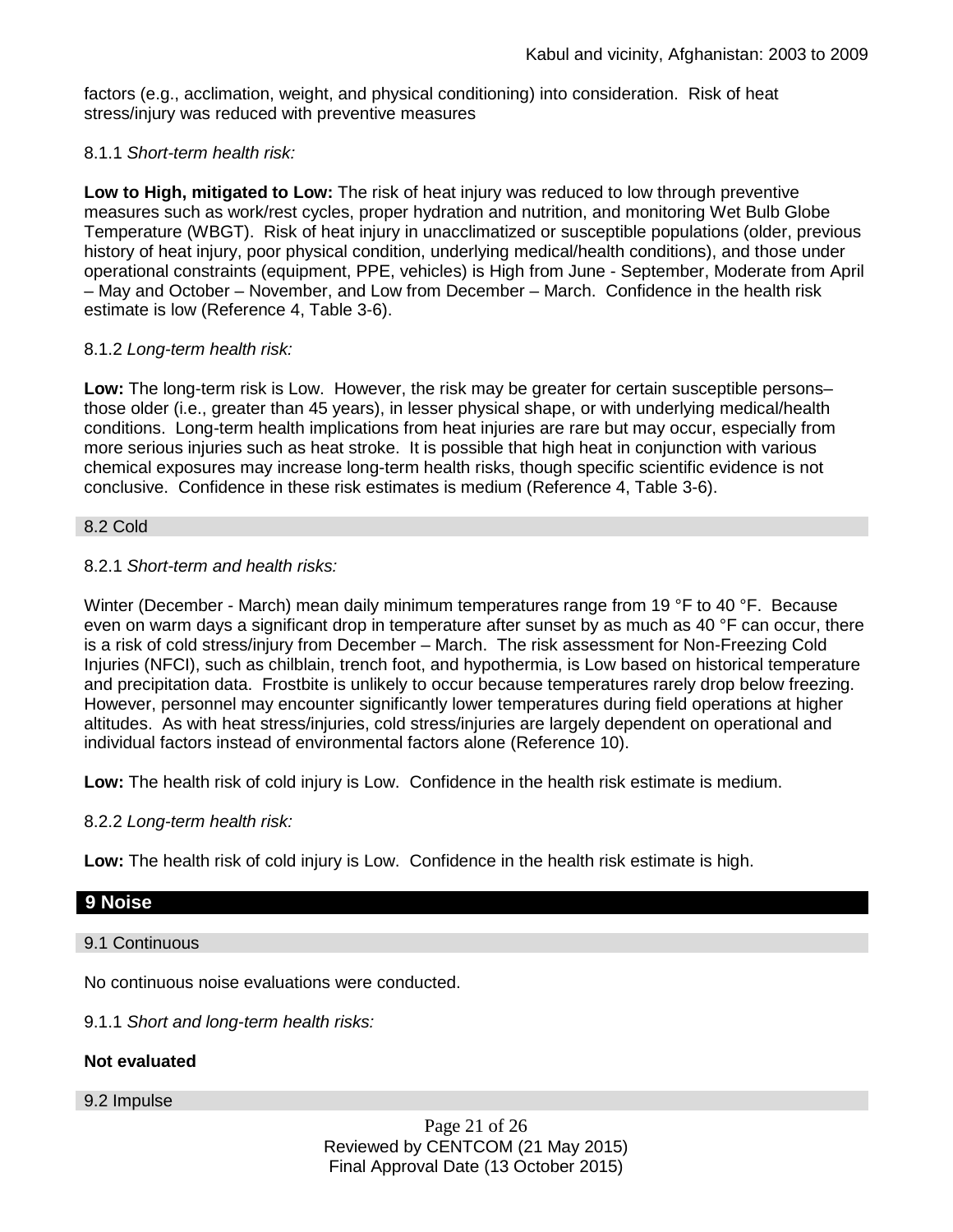factors (e.g., acclimation, weight, and physical conditioning) into consideration. Risk of heat stress/injury was reduced with preventive measures

8.1.1 *Short-term health risk:*

**Low to High, mitigated to Low:** The risk of heat injury was reduced to low through preventive measures such as work/rest cycles, proper hydration and nutrition, and monitoring Wet Bulb Globe Temperature (WBGT). Risk of heat injury in unacclimatized or susceptible populations (older, previous history of heat injury, poor physical condition, underlying medical/health conditions), and those under operational constraints (equipment, PPE, vehicles) is High from June - September, Moderate from April – May and October – November, and Low from December – March. Confidence in the health risk estimate is low (Reference 4, Table 3-6).

8.1.2 *Long-term health risk:*

**Low:** The long-term risk is Low. However, the risk may be greater for certain susceptible persons– those older (i.e., greater than 45 years), in lesser physical shape, or with underlying medical/health conditions. Long-term health implications from heat injuries are rare but may occur, especially from more serious injuries such as heat stroke. It is possible that high heat in conjunction with various chemical exposures may increase long-term health risks, though specific scientific evidence is not conclusive. Confidence in these risk estimates is medium (Reference 4, Table 3-6).

### 8.2 Cold

8.2.1 *Short-term and health risks:*

Winter (December - March) mean daily minimum temperatures range from 19 °F to 40 °F. Because even on warm days a significant drop in temperature after sunset by as much as 40 °F can occur, there is a risk of cold stress/injury from December – March. The risk assessment for Non-Freezing Cold Injuries (NFCI), such as chilblain, trench foot, and hypothermia, is Low based on historical temperature and precipitation data. Frostbite is unlikely to occur because temperatures rarely drop below freezing. However, personnel may encounter significantly lower temperatures during field operations at higher altitudes. As with heat stress/injuries, cold stress/injuries are largely dependent on operational and individual factors instead of environmental factors alone (Reference 10).

**Low:** The health risk of cold injury is Low. Confidence in the health risk estimate is medium.

8.2.2 *Long-term health risk:*

**Low:** The health risk of cold injury is Low. Confidence in the health risk estimate is high.

## 9 Noise

### 9.1 Continuous

No continuous noise evaluations were conducted.

9.1.1 *Short and long-term health risks:*

**Not evaluated**

### 9.2 Impulse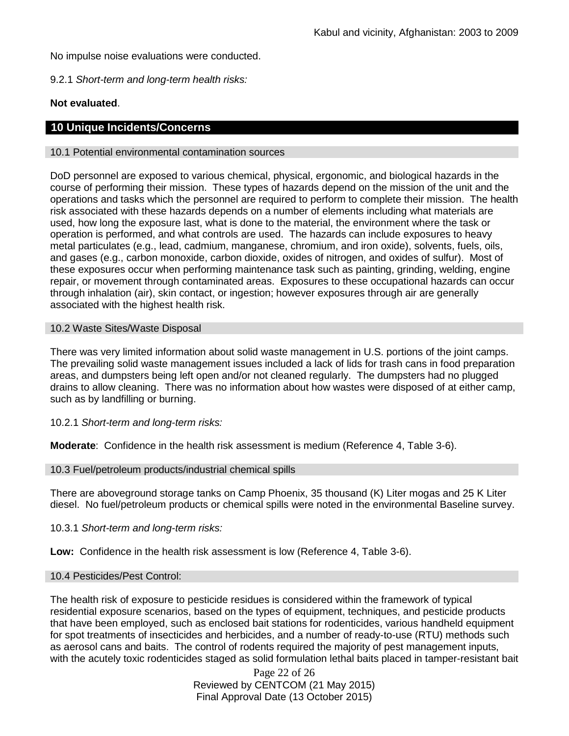No impulse noise evaluations were conducted.

9.2.1 *Short-term and long-term health risks:*

**Not evaluated**.

## 10 Unique Incidents/Concerns

### 10.1 Potential environmental contamination sources

DoD personnel are exposed to various chemical, physical, ergonomic, and biological hazards in the course of performing their mission. These types of hazards depend on the mission of the unit and the operations and tasks which the personnel are required to perform to complete their mission. The health risk associated with these hazards depends on a number of elements including what materials are used, how long the exposure last, what is done to the material, the environment where the task or operation is performed, and what controls are used. The hazards can include exposures to heavy metal particulates (e.g., lead, cadmium, manganese, chromium, and iron oxide), solvents, fuels, oils, and gases (e.g., carbon monoxide, carbon dioxide, oxides of nitrogen, and oxides of sulfur). Most of these exposures occur when performing maintenance task such as painting, grinding, welding, engine repair, or movement through contaminated areas. Exposures to these occupational hazards can occur through inhalation (air), skin contact, or ingestion; however exposures through air are generally associated with the highest health risk.

### 10.2 Waste Sites/Waste Disposal

There was very limited information about solid waste management in U.S. portions of the joint camps. The prevailing solid waste management issues included a lack of lids for trash cans in food preparation areas, and dumpsters being left open and/or not cleaned regularly. The dumpsters had no plugged drains to allow cleaning. There was no information about how wastes were disposed of at either camp, such as by landfilling or burning.

10.2.1 *Short-term and long-term risks:*

**Moderate**: Confidence in the health risk assessment is medium (Reference 4, Table 3-6).

### 10.3 Fuel/petroleum products/industrial chemical spills

There are aboveground storage tanks on Camp Phoenix, 35 thousand (K) Liter mogas and 25 K Liter diesel. No fuel/petroleum products or chemical spills were noted in the environmental Baseline survey.

10.3.1 *Short-term and long-term risks:*

**Low:** Confidence in the health risk assessment is low (Reference 4, Table 3-6).

### 10.4 Pesticides/Pest Control:

The health risk of exposure to pesticide residues is considered within the framework of typical residential exposure scenarios, based on the types of equipment, techniques, and pesticide products that have been employed, such as enclosed bait stations for rodenticides, various handheld equipment for spot treatments of insecticides and herbicides, and a number of ready-to-use (RTU) methods such as aerosol cans and baits. The control of rodents required the majority of pest management inputs, with the acutely toxic rodenticides staged as solid formulation lethal baits placed in tamper-resistant bait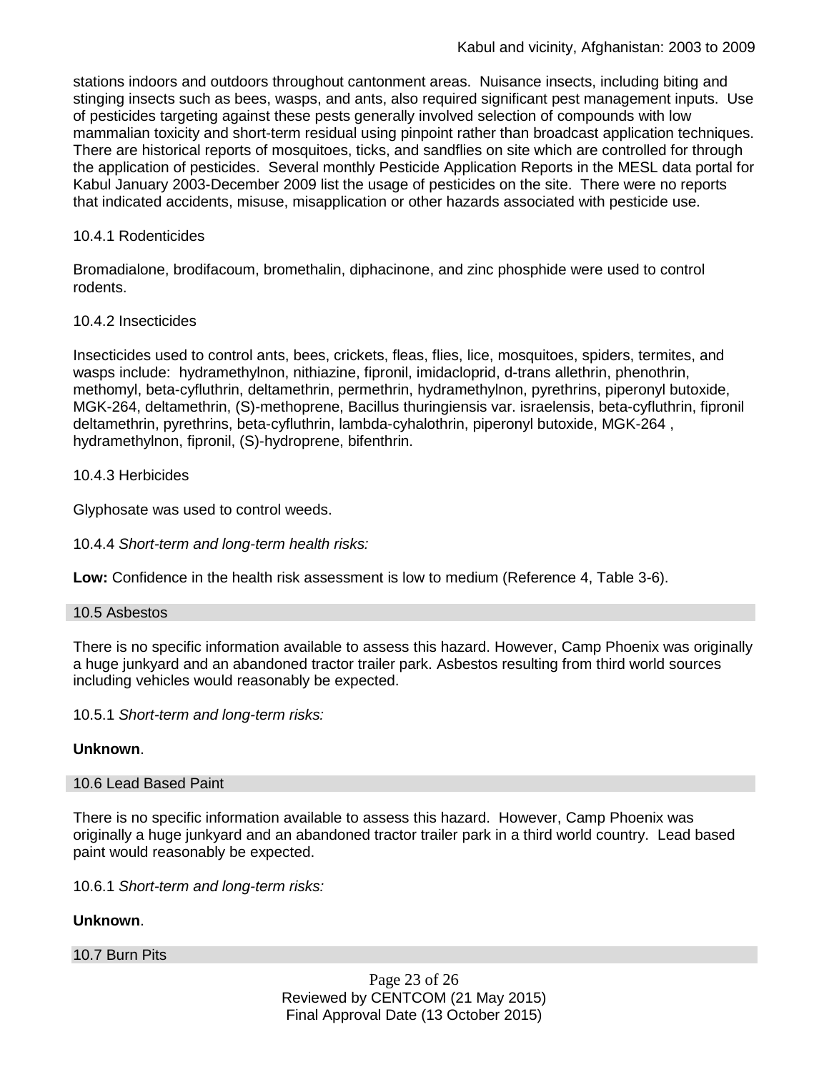stations indoors and outdoors throughout cantonment areas. Nuisance insects, including biting and stinging insects such as bees, wasps, and ants, also required significant pest management inputs. Use of pesticides targeting against these pests generally involved selection of compounds with low mammalian toxicity and short-term residual using pinpoint rather than broadcast application techniques. There are historical reports of mosquitoes, ticks, and sandflies on site which are controlled for through the application of pesticides. Several monthly Pesticide Application Reports in the MESL data portal for Kabul January 2003-December 2009 list the usage of pesticides on the site. There were no reports that indicated accidents, misuse, misapplication or other hazards associated with pesticide use.

10.4.1 Rodenticides

Bromadialone, brodifacoum, bromethalin, diphacinone, and zinc phosphide were used to control rodents.

10.4.2 Insecticides

Insecticides used to control ants, bees, crickets, fleas, flies, lice, mosquitoes, spiders, termites, and wasps include: hydramethylnon, nithiazine, fipronil, imidacloprid, d-trans allethrin, phenothrin, methomyl, beta-cyfluthrin, deltamethrin, permethrin, hydramethylnon, pyrethrins, piperonyl butoxide, MGK-264, deltamethrin, (S)-methoprene, Bacillus thuringiensis var. israelensis, beta-cyfluthrin, fipronil deltamethrin, pyrethrins, beta-cyfluthrin, lambda-cyhalothrin, piperonyl butoxide, MGK-264 , hydramethylnon, fipronil, (S)-hydroprene, bifenthrin.

10.4.3 Herbicides

Glyphosate was used to control weeds.

10.4.4 *Short-term and long-term health risks:*

**Low:** Confidence in the health risk assessment is low to medium (Reference 4, Table 3-6).

## 10.5 Asbestos

There is no specific information available to assess this hazard. However, Camp Phoenix was originally a huge junkyard and an abandoned tractor trailer park. Asbestos resulting from third world sources including vehicles would reasonably be expected.

10.5.1 *Short-term and long-term risks:*

**Unknown**.

## 10.6 Lead Based Paint

There is no specific information available to assess this hazard. However, Camp Phoenix was originally a huge junkyard and an abandoned tractor trailer park in a third world country. Lead based paint would reasonably be expected.

10.6.1 *Short-term and long-term risks:*

**Unknown**.

## 10.7 Burn Pits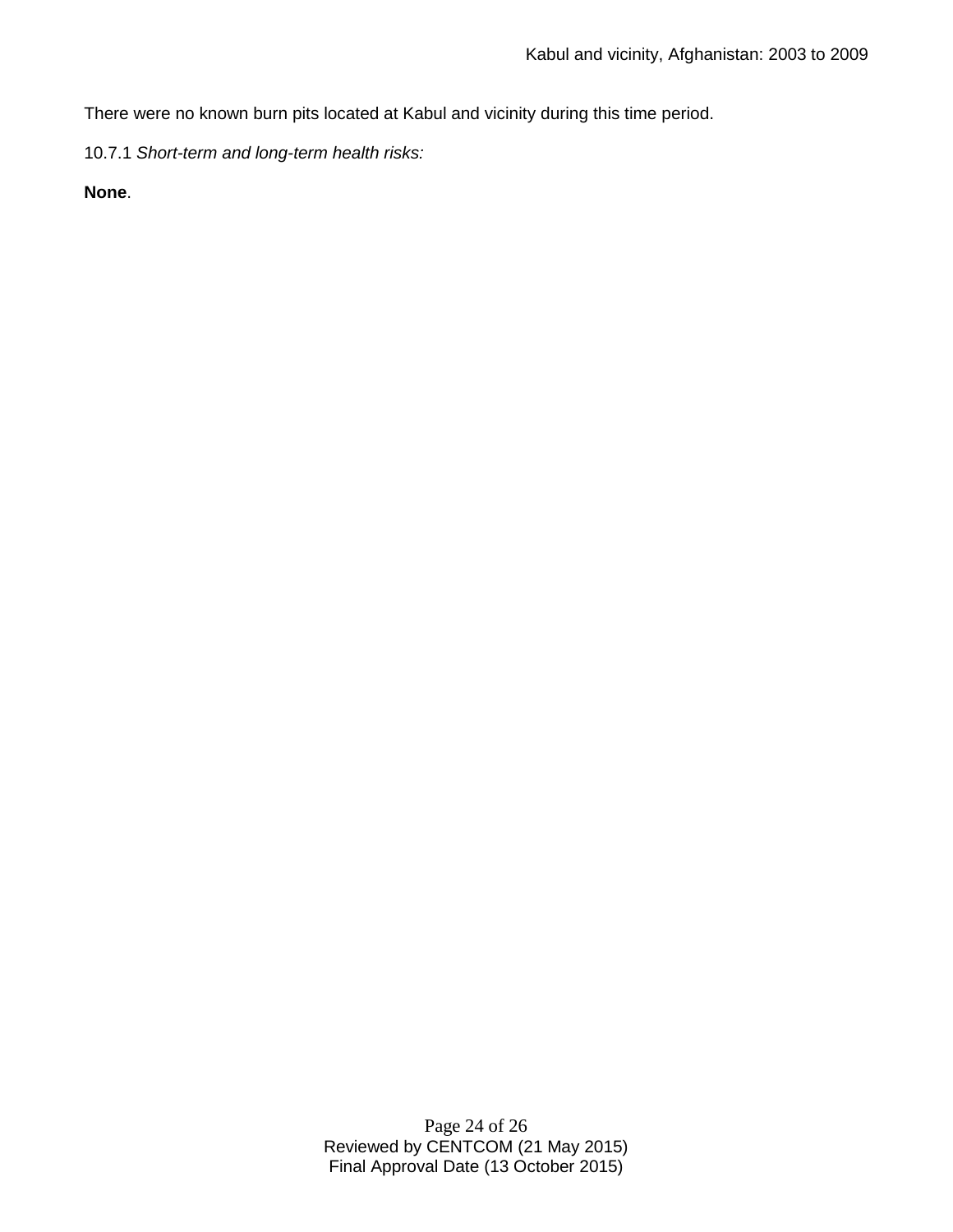There were no known burn pits located at Kabul and vicinity during this time period.

10.7.1 *Short-term and long-term health risks:*

**None**.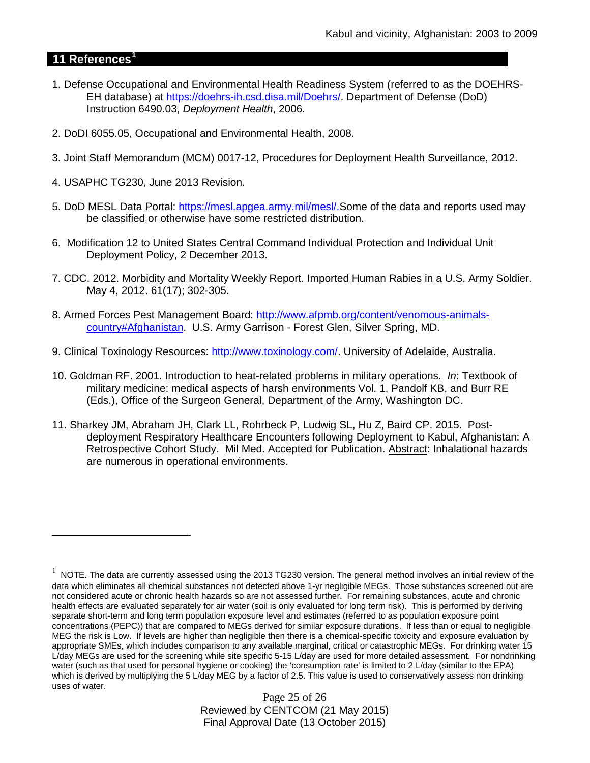## 11 References[1]

1. Defense Occupational and Environmental Health Readiness System (referred to as the DOEHRS-EH database) at https://doehrs-ih.csd.disa.mil/Doehrs/. Department of Defense (DoD) Instruction 6490.03, *Deployment Health*, 2006.

2. DoDI 6055.05, Occupational and Environmental Health, 2008.

3. Joint Staff Memorandum (MCM) 0017-12, Procedures for Deployment Health Surveillance, 2012.

4. USAPHC TG230, June 2013 Revision.

5. DoD MESL Data Portal: https://mesl.apgea.army.mil/mesl/.Some of the data and reports used may be classified or otherwise have some restricted distribution.

6. Modification 12 to United States Central Command Individual Protection and Individual Unit Deployment Policy, 2 December 2013.

7. CDC. 2012. Morbidity and Mortality Weekly Report. Imported Human Rabies in a U.S. Army Soldier. May 4, 2012. 61(17); 302-305.

8. Armed Forces Pest Management Board: http://www.afpmb.org/content/venomous-animals-country#Afghanistan. U.S. Army Garrison - Forest Glen, Silver Spring, MD.

9. Clinical Toxinology Resources: http://www.toxinology.com/. University of Adelaide, Australia.

10. Goldman RF. 2001. Introduction to heat-related problems in military operations. *In*: Textbook of military medicine: medical aspects of harsh environments Vol. 1, Pandolf KB, and Burr RE (Eds.), Office of the Surgeon General, Department of the Army, Washington DC.

11. Sharkey JM, Abraham JH, Clark LL, Rohrbeck P, Ludwig SL, Hu Z, Baird CP. 2015. Post-deployment Respiratory Healthcare Encounters following Deployment to Kabul, Afghanistan: A Retrospective Cohort Study. Mil Med. Accepted for Publication. Abstract: Inhalational hazards are numerous in operational environments.

---

[1] NOTE. The data are currently assessed using the 2013 TG230 version. The general method involves an initial review of the data which eliminates all chemical substances not detected above 1-yr negligible MEGs. Those substances screened out are not considered acute or chronic health hazards so are not assessed further. For remaining substances, acute and chronic health effects are evaluated separately for air water (soil is only evaluated for long term risk). This is performed by deriving separate short-term and long term population exposure level and estimates (referred to as population exposure point concentrations (PEPC)) that are compared to MEGs derived for similar exposure durations. If less than or equal to negligible MEG the risk is Low. If levels are higher than negligible then there is a chemical-specific toxicity and exposure evaluation by appropriate SMEs, which includes comparison to any available marginal, critical or catastrophic MEGs. For drinking water 15 L/day MEGs are used for the screening while site specific 5-15 L/day are used for more detailed assessment. For nondrinking water (such as that used for personal hygiene or cooking) the 'consumption rate' is limited to 2 L/day (similar to the EPA) which is derived by multiplying the 5 L/day MEG by a factor of 2.5. This value is used to conservatively assess non drinking uses of water.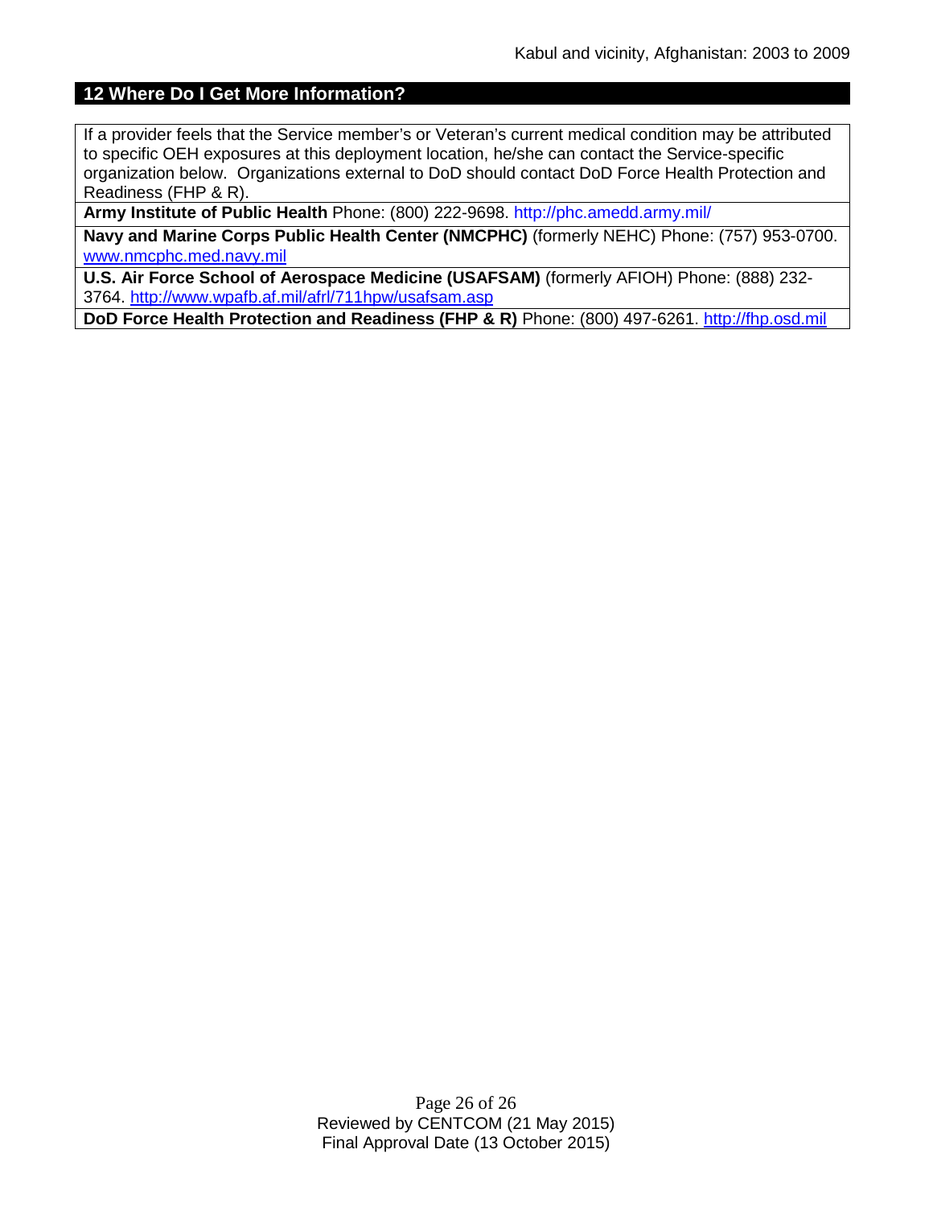## 12 Where Do I Get More Information?

| |
|---|
| If a provider feels that the Service member's or Veteran's current medical condition may be attributed to specific OEH exposures at this deployment location, he/she can contact the Service-specific organization below. Organizations external to DoD should contact DoD Force Health Protection and Readiness (FHP & R). |
| **Army Institute of Public Health** Phone: (800) 222-9698. http://phc.amedd.army.mil/ |
| **Navy and Marine Corps Public Health Center (NMCPHC)** (formerly NEHC) Phone: (757) 953-0700. www.nmcphc.med.navy.mil |
| **U.S. Air Force School of Aerospace Medicine (USAFSAM)** (formerly AFIOH) Phone: (888) 232-3764. http://www.wpafb.af.mil/afrl/711hpw/usafsam.asp |
| **DoD Force Health Protection and Readiness (FHP & R)** Phone: (800) 497-6261. http://fhp.osd.mil |

Reviewed by CENTCOM (21 May 2015)
Final Approval Date (13 October 2015)